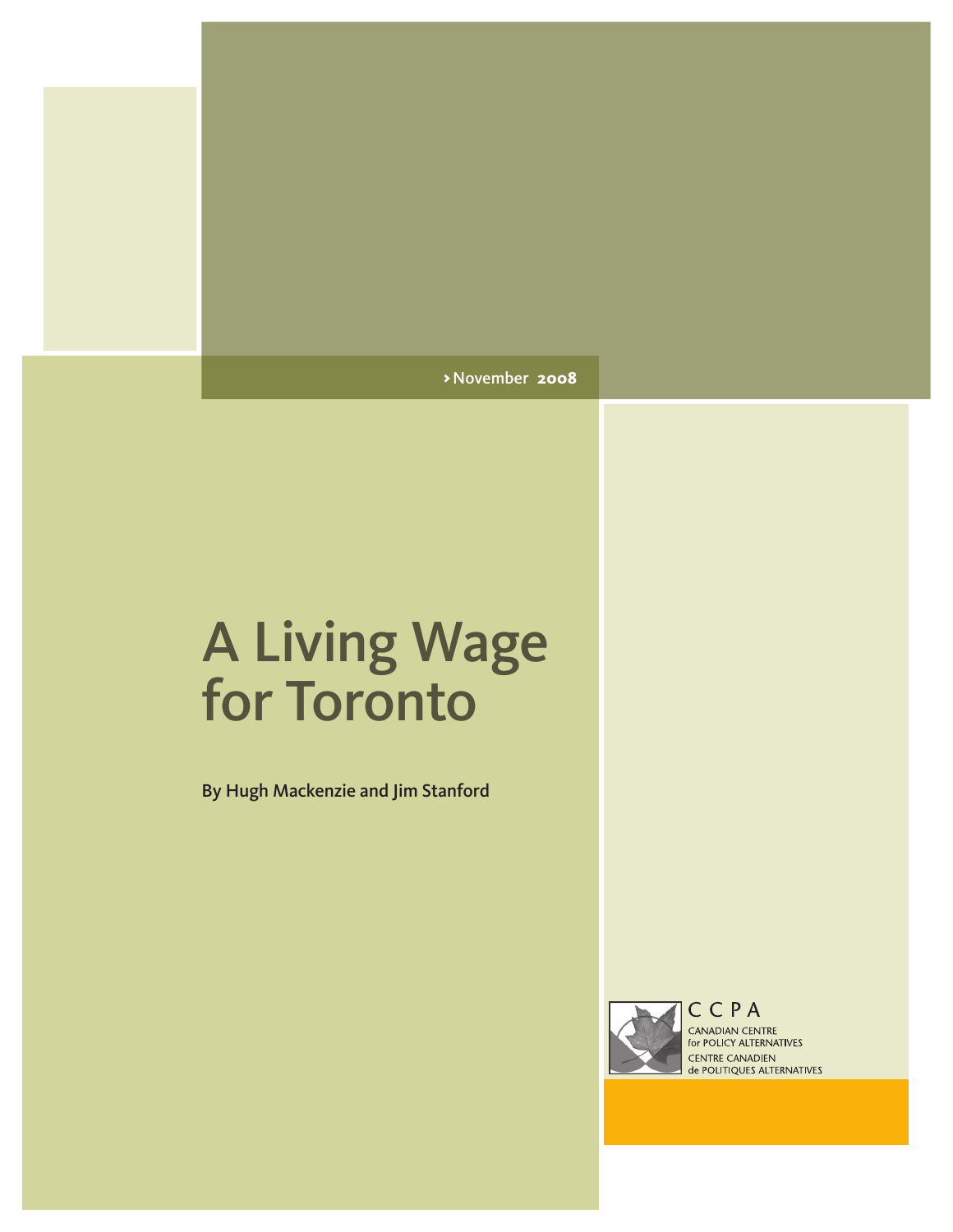November 2008

# A Living Wage for Toronto

By Hugh Mackenzie and Jim Stanford

CCPA
CANADIAN CENTRE for POLICY ALTERNATIVES
CENTRE CANADIEN de POLITIQUES ALTERNATIVES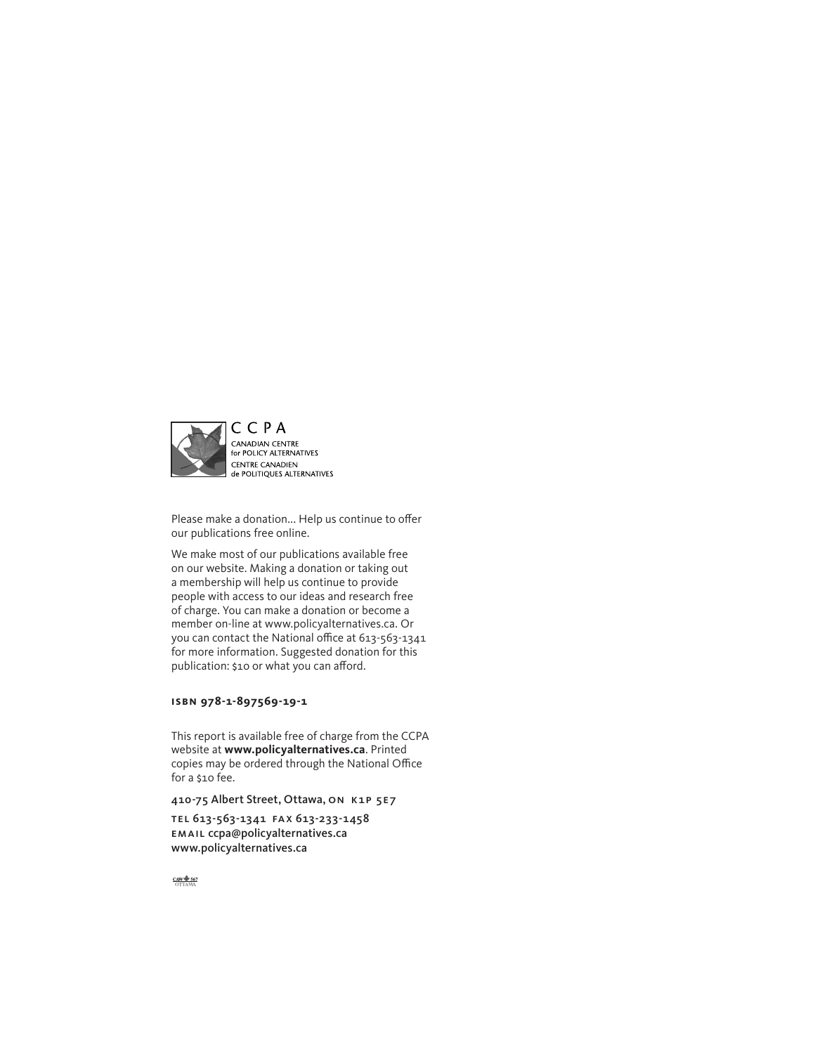CCPA

CANADIAN CENTRE
for POLICY ALTERNATIVES
CENTRE CANADIEN
de POLITIQUES ALTERNATIVES

Please make a donation... Help us continue to offer our publications free online.

We make most of our publications available free on our website. Making a donation or taking out a membership will help us continue to provide people with access to our ideas and research free of charge. You can make a donation or become a member on-line at www.policyalternatives.ca. Or you can contact the National office at 613-563-1341 for more information. Suggested donation for this publication: $10 or what you can afford.

**isbn 978-1-897569-19-1**

This report is available free of charge from the CCPA website at **www.policyalternatives.ca**. Printed copies may be ordered through the National Office for a $10 fee.

410-75 Albert Street, Ottawa, on k1p 5e7

tel 613-563-1341 fax 613-233-1458
email ccpa@policyalternatives.ca
www.policyalternatives.ca

CAW 567 OTTAWA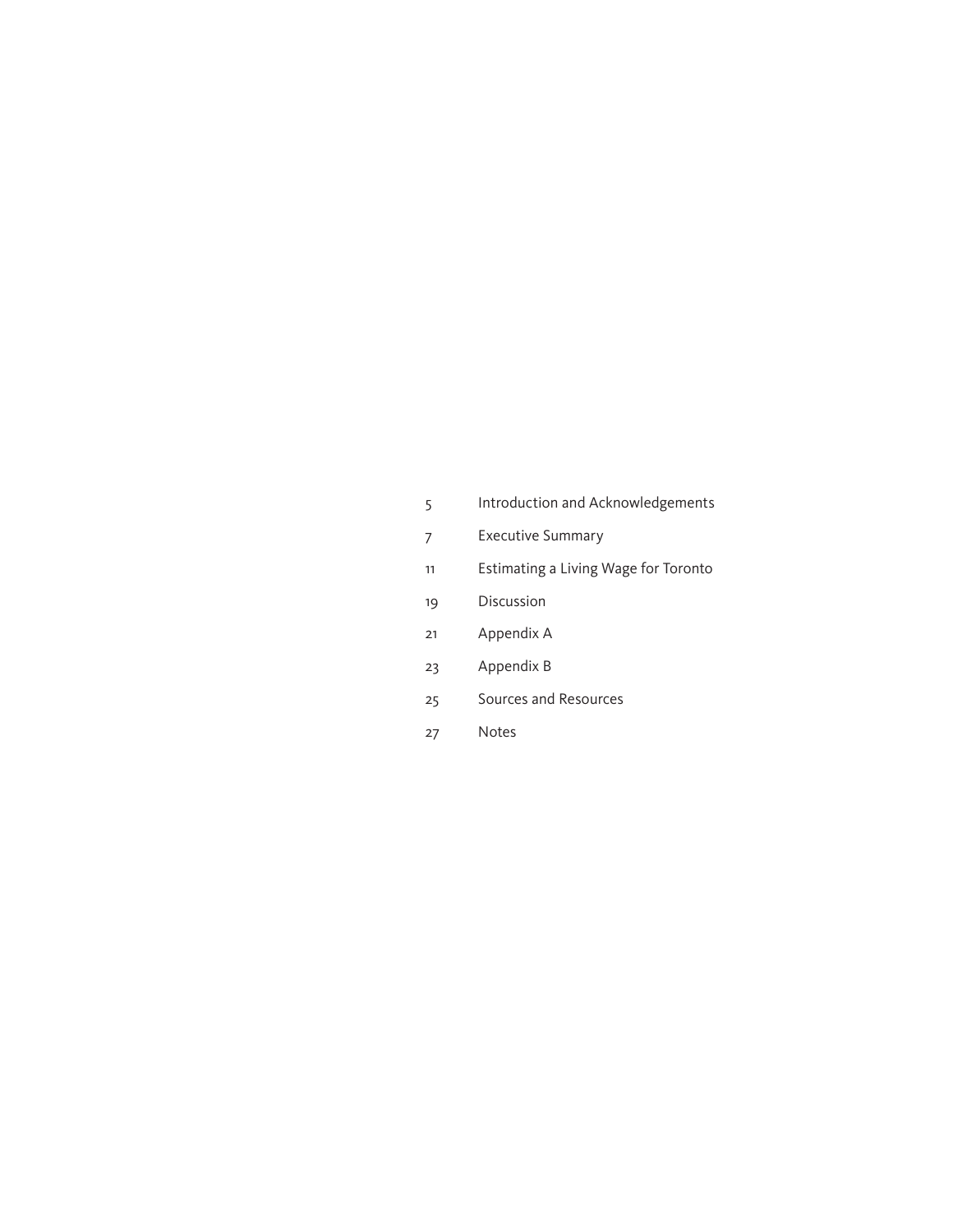| | |
|---|---|
| 5 | Introduction and Acknowledgements |
| 7 | Executive Summary |
| 11 | Estimating a Living Wage for Toronto |
| 19 | Discussion |
| 21 | Appendix A |
| 23 | Appendix B |
| 25 | Sources and Resources |
| 27 | Notes |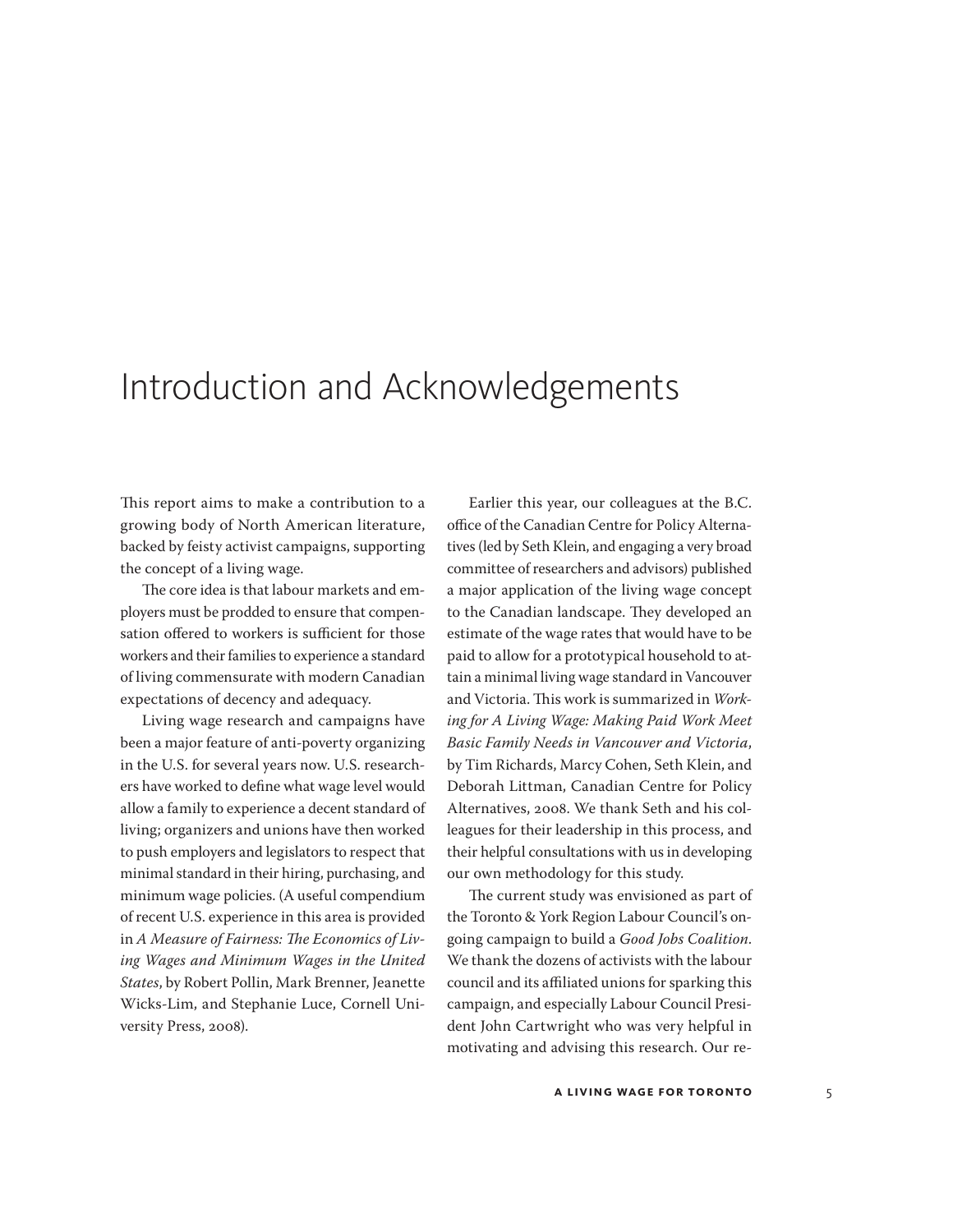# Introduction and Acknowledgements

This report aims to make a contribution to a growing body of North American literature, backed by feisty activist campaigns, supporting the concept of a living wage.

The core idea is that labour markets and employers must be prodded to ensure that compensation offered to workers is sufficient for those workers and their families to experience a standard of living commensurate with modern Canadian expectations of decency and adequacy.

Living wage research and campaigns have been a major feature of anti-poverty organizing in the U.S. for several years now. U.S. researchers have worked to define what wage level would allow a family to experience a decent standard of living; organizers and unions have then worked to push employers and legislators to respect that minimal standard in their hiring, purchasing, and minimum wage policies. (A useful compendium of recent U.S. experience in this area is provided in *A Measure of Fairness: The Economics of Living Wages and Minimum Wages in the United States*, by Robert Pollin, Mark Brenner, Jeanette Wicks-Lim, and Stephanie Luce, Cornell University Press, 2008).

Earlier this year, our colleagues at the B.C. office of the Canadian Centre for Policy Alternatives (led by Seth Klein, and engaging a very broad committee of researchers and advisors) published a major application of the living wage concept to the Canadian landscape. They developed an estimate of the wage rates that would have to be paid to allow for a prototypical household to attain a minimal living wage standard in Vancouver and Victoria. This work is summarized in *Working for A Living Wage: Making Paid Work Meet Basic Family Needs in Vancouver and Victoria*, by Tim Richards, Marcy Cohen, Seth Klein, and Deborah Littman, Canadian Centre for Policy Alternatives, 2008. We thank Seth and his colleagues for their leadership in this process, and their helpful consultations with us in developing our own methodology for this study.

The current study was envisioned as part of the Toronto & York Region Labour Council's ongoing campaign to build a *Good Jobs Coalition*. We thank the dozens of activists with the labour council and its affiliated unions for sparking this campaign, and especially Labour Council President John Cartwright who was very helpful in motivating and advising this research. Our re-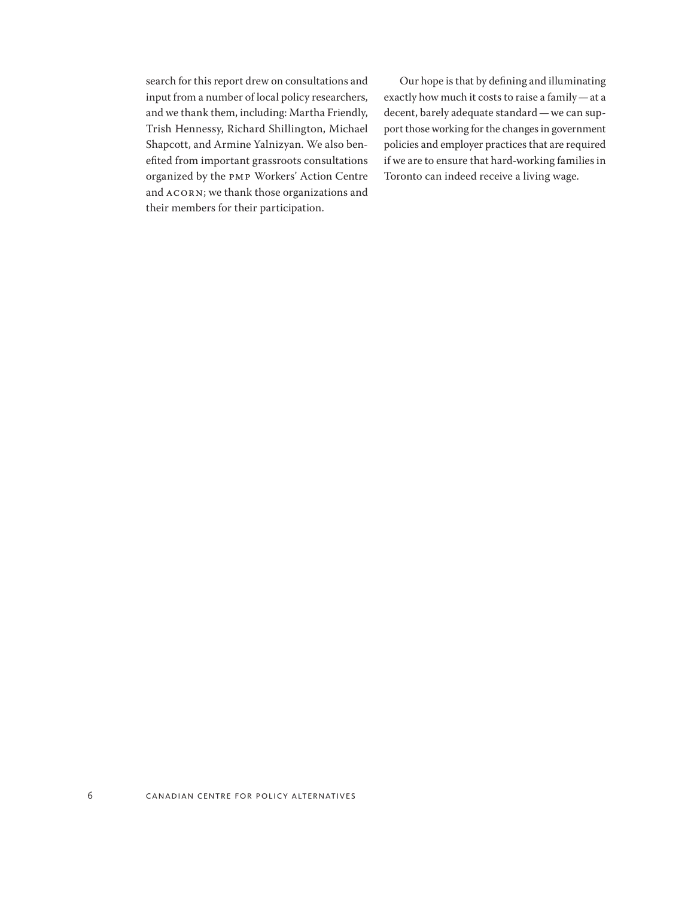search for this report drew on consultations and input from a number of local policy researchers, and we thank them, including: Martha Friendly, Trish Hennessy, Richard Shillington, Michael Shapcott, and Armine Yalnizyan. We also benefited from important grassroots consultations organized by the PMP Workers' Action Centre and ACORN; we thank those organizations and their members for their participation.

Our hope is that by defining and illuminating exactly how much it costs to raise a family — at a decent, barely adequate standard — we can support those working for the changes in government policies and employer practices that are required if we are to ensure that hard-working families in Toronto can indeed receive a living wage.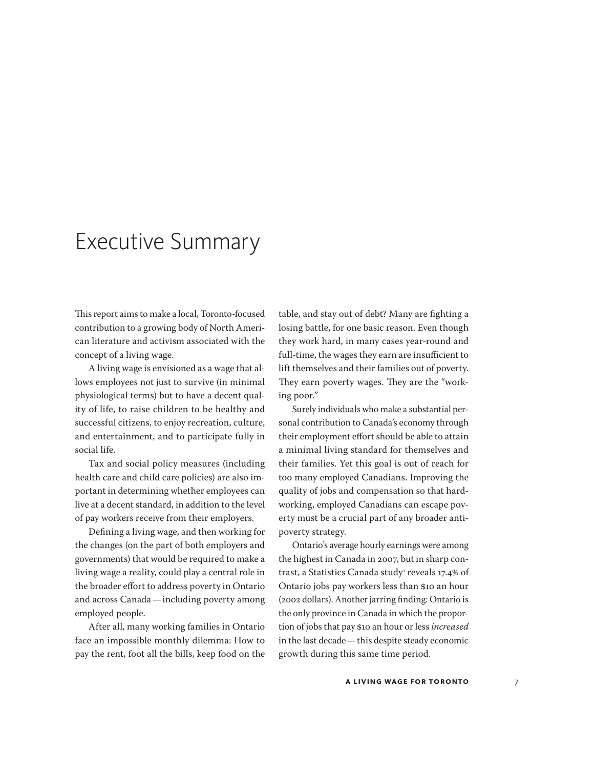# Executive Summary

This report aims to make a local, Toronto-focused contribution to a growing body of North American literature and activism associated with the concept of a living wage.

A living wage is envisioned as a wage that allows employees not just to survive (in minimal physiological terms) but to have a decent quality of life, to raise children to be healthy and successful citizens, to enjoy recreation, culture, and entertainment, and to participate fully in social life.

Tax and social policy measures (including health care and child care policies) are also important in determining whether employees can live at a decent standard, in addition to the level of pay workers receive from their employers.

Defining a living wage, and then working for the changes (on the part of both employers and governments) that would be required to make a living wage a reality, could play a central role in the broader effort to address poverty in Ontario and across Canada — including poverty among employed people.

After all, many working families in Ontario face an impossible monthly dilemma: How to pay the rent, foot all the bills, keep food on the table, and stay out of debt? Many are fighting a losing battle, for one basic reason. Even though they work hard, in many cases year-round and full-time, the wages they earn are insufficient to lift themselves and their families out of poverty. They earn poverty wages. They are the "working poor."

Surely individuals who make a substantial personal contribution to Canada's economy through their employment effort should be able to attain a minimal living standard for themselves and their families. Yet this goal is out of reach for too many employed Canadians. Improving the quality of jobs and compensation so that hard-working, employed Canadians can escape poverty must be a crucial part of any broader anti-poverty strategy.

Ontario's average hourly earnings were among the highest in Canada in 2007, but in sharp contrast, a Statistics Canada study[1] reveals 17.4% of Ontario jobs pay workers less than $10 an hour (2002 dollars). Another jarring finding: Ontario is the only province in Canada in which the proportion of jobs that pay $10 an hour or less *increased* in the last decade — this despite steady economic growth during this same time period.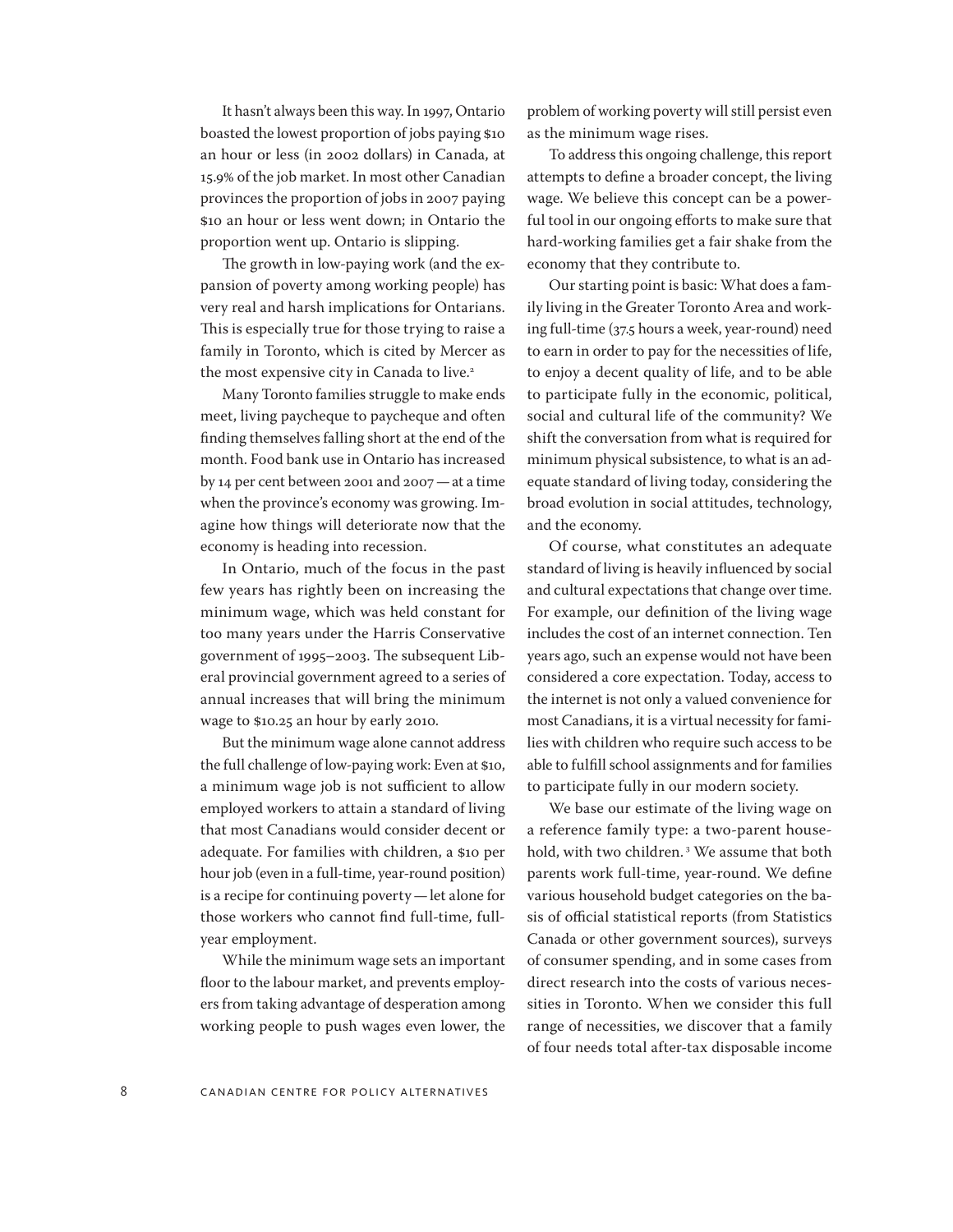It hasn't always been this way. In 1997, Ontario boasted the lowest proportion of jobs paying $10 an hour or less (in 2002 dollars) in Canada, at 15.9% of the job market. In most other Canadian provinces the proportion of jobs in 2007 paying $10 an hour or less went down; in Ontario the proportion went up. Ontario is slipping.

The growth in low-paying work (and the expansion of poverty among working people) has very real and harsh implications for Ontarians. This is especially true for those trying to raise a family in Toronto, which is cited by Mercer as the most expensive city in Canada to live.[2]

Many Toronto families struggle to make ends meet, living paycheque to paycheque and often finding themselves falling short at the end of the month. Food bank use in Ontario has increased by 14 per cent between 2001 and 2007 — at a time when the province's economy was growing. Imagine how things will deteriorate now that the economy is heading into recession.

In Ontario, much of the focus in the past few years has rightly been on increasing the minimum wage, which was held constant for too many years under the Harris Conservative government of 1995–2003. The subsequent Liberal provincial government agreed to a series of annual increases that will bring the minimum wage to $10.25 an hour by early 2010.

But the minimum wage alone cannot address the full challenge of low-paying work: Even at $10, a minimum wage job is not sufficient to allow employed workers to attain a standard of living that most Canadians would consider decent or adequate. For families with children, a $10 per hour job (even in a full-time, year-round position) is a recipe for continuing poverty — let alone for those workers who cannot find full-time, full-year employment.

While the minimum wage sets an important floor to the labour market, and prevents employers from taking advantage of desperation among working people to push wages even lower, the problem of working poverty will still persist even as the minimum wage rises.

To address this ongoing challenge, this report attempts to define a broader concept, the living wage. We believe this concept can be a powerful tool in our ongoing efforts to make sure that hard-working families get a fair shake from the economy that they contribute to.

Our starting point is basic: What does a family living in the Greater Toronto Area and working full-time (37.5 hours a week, year-round) need to earn in order to pay for the necessities of life, to enjoy a decent quality of life, and to be able to participate fully in the economic, political, social and cultural life of the community? We shift the conversation from what is required for minimum physical subsistence, to what is an adequate standard of living today, considering the broad evolution in social attitudes, technology, and the economy.

Of course, what constitutes an adequate standard of living is heavily influenced by social and cultural expectations that change over time. For example, our definition of the living wage includes the cost of an internet connection. Ten years ago, such an expense would not have been considered a core expectation. Today, access to the internet is not only a valued convenience for most Canadians, it is a virtual necessity for families with children who require such access to be able to fulfill school assignments and for families to participate fully in our modern society.

We base our estimate of the living wage on a reference family type: a two-parent household, with two children.[3] We assume that both parents work full-time, year-round. We define various household budget categories on the basis of official statistical reports (from Statistics Canada or other government sources), surveys of consumer spending, and in some cases from direct research into the costs of various necessities in Toronto. When we consider this full range of necessities, we discover that a family of four needs total after-tax disposable income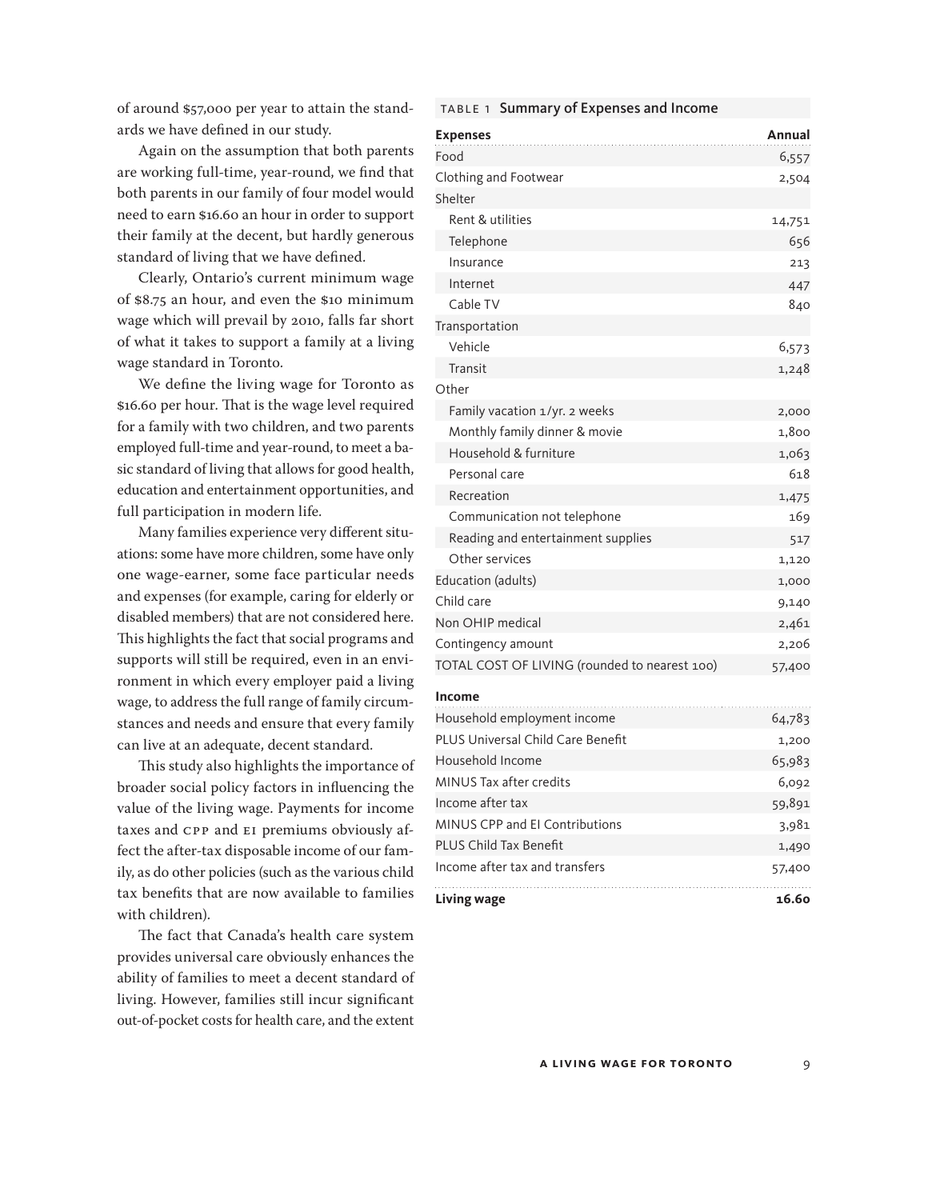of around $57,000 per year to attain the standards we have defined in our study.

Again on the assumption that both parents are working full-time, year-round, we find that both parents in our family of four model would need to earn $16.60 an hour in order to support their family at the decent, but hardly generous standard of living that we have defined.

Clearly, Ontario's current minimum wage of $8.75 an hour, and even the $10 minimum wage which will prevail by 2010, falls far short of what it takes to support a family at a living wage standard in Toronto.

We define the living wage for Toronto as $16.60 per hour. That is the wage level required for a family with two children, and two parents employed full-time and year-round, to meet a basic standard of living that allows for good health, education and entertainment opportunities, and full participation in modern life.

Many families experience very different situations: some have more children, some have only one wage-earner, some face particular needs and expenses (for example, caring for elderly or disabled members) that are not considered here. This highlights the fact that social programs and supports will still be required, even in an environment in which every employer paid a living wage, to address the full range of family circumstances and needs and ensure that every family can live at an adequate, decent standard.

This study also highlights the importance of broader social policy factors in influencing the value of the living wage. Payments for income taxes and CPP and EI premiums obviously affect the after-tax disposable income of our family, as do other policies (such as the various child tax benefits that are now available to families with children).

The fact that Canada's health care system provides universal care obviously enhances the ability of families to meet a decent standard of living. However, families still incur significant out-of-pocket costs for health care, and the extent

**TABLE 1 Summary of Expenses and Income**

| **Expenses** | **Annual** |
|---|---|
| Food | 6,557 |
| Clothing and Footwear | 2,504 |
| Shelter | |
| Rent & utilities | 14,751 |
| Telephone | 656 |
| Insurance | 213 |
| Internet | 447 |
| Cable TV | 840 |
| Transportation | |
| Vehicle | 6,573 |
| Transit | 1,248 |
| Other | |
| Family vacation 1/yr. 2 weeks | 2,000 |
| Monthly family dinner & movie | 1,800 |
| Household & furniture | 1,063 |
| Personal care | 618 |
| Recreation | 1,475 |
| Communication not telephone | 169 |
| Reading and entertainment supplies | 517 |
| Other services | 1,120 |
| Education (adults) | 1,000 |
| Child care | 9,140 |
| Non OHIP medical | 2,461 |
| Contingency amount | 2,206 |
| TOTAL COST OF LIVING (rounded to nearest 100) | 57,400 |
| **Income** | |
| Household employment income | 64,783 |
| PLUS Universal Child Care Benefit | 1,200 |
| Household Income | 65,983 |
| MINUS Tax after credits | 6,092 |
| Income after tax | 59,891 |
| MINUS CPP and EI Contributions | 3,981 |
| PLUS Child Tax Benefit | 1,490 |
| Income after tax and transfers | 57,400 |
| **Living wage** | **16.60** |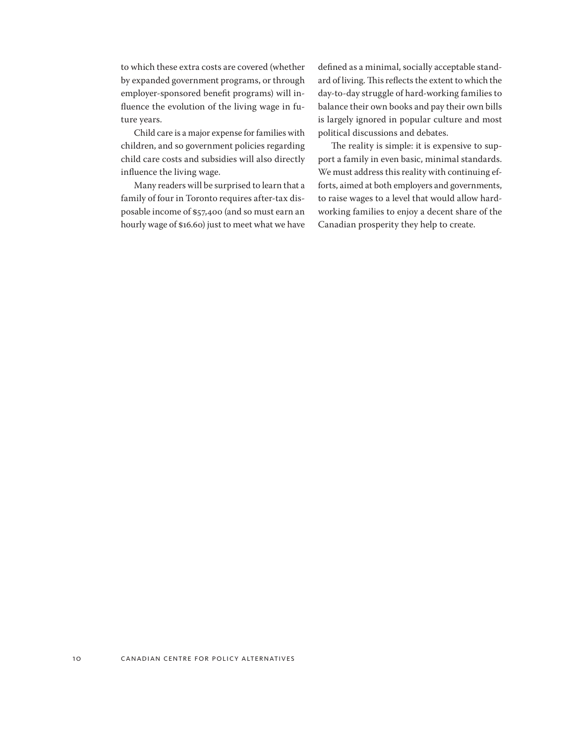to which these extra costs are covered (whether by expanded government programs, or through employer-sponsored benefit programs) will influence the evolution of the living wage in future years.

Child care is a major expense for families with children, and so government policies regarding child care costs and subsidies will also directly influence the living wage.

Many readers will be surprised to learn that a family of four in Toronto requires after-tax disposable income of $57,400 (and so must earn an hourly wage of $16.60) just to meet what we have defined as a minimal, socially acceptable standard of living. This reflects the extent to which the day-to-day struggle of hard-working families to balance their own books and pay their own bills is largely ignored in popular culture and most political discussions and debates.

The reality is simple: it is expensive to support a family in even basic, minimal standards. We must address this reality with continuing efforts, aimed at both employers and governments, to raise wages to a level that would allow hard-working families to enjoy a decent share of the Canadian prosperity they help to create.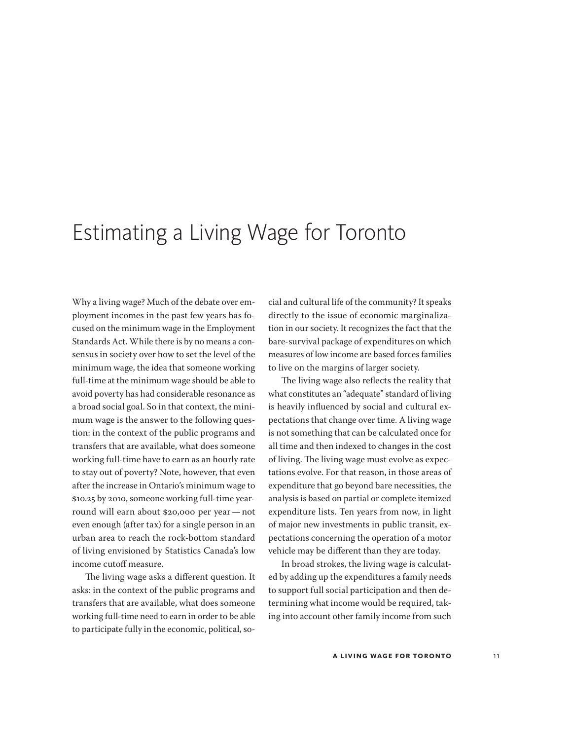# Estimating a Living Wage for Toronto

Why a living wage? Much of the debate over employment incomes in the past few years has focused on the minimum wage in the Employment Standards Act. While there is by no means a consensus in society over how to set the level of the minimum wage, the idea that someone working full-time at the minimum wage should be able to avoid poverty has had considerable resonance as a broad social goal. So in that context, the minimum wage is the answer to the following question: in the context of the public programs and transfers that are available, what does someone working full-time have to earn as an hourly rate to stay out of poverty? Note, however, that even after the increase in Ontario's minimum wage to $10.25 by 2010, someone working full-time year-round will earn about $20,000 per year — not even enough (after tax) for a single person in an urban area to reach the rock-bottom standard of living envisioned by Statistics Canada's low income cutoff measure.

The living wage asks a different question. It asks: in the context of the public programs and transfers that are available, what does someone working full-time need to earn in order to be able to participate fully in the economic, political, social and cultural life of the community? It speaks directly to the issue of economic marginalization in our society. It recognizes the fact that the bare-survival package of expenditures on which measures of low income are based forces families to live on the margins of larger society.

The living wage also reflects the reality that what constitutes an "adequate" standard of living is heavily influenced by social and cultural expectations that change over time. A living wage is not something that can be calculated once for all time and then indexed to changes in the cost of living. The living wage must evolve as expectations evolve. For that reason, in those areas of expenditure that go beyond bare necessities, the analysis is based on partial or complete itemized expenditure lists. Ten years from now, in light of major new investments in public transit, expectations concerning the operation of a motor vehicle may be different than they are today.

In broad strokes, the living wage is calculated by adding up the expenditures a family needs to support full social participation and then determining what income would be required, taking into account other family income from such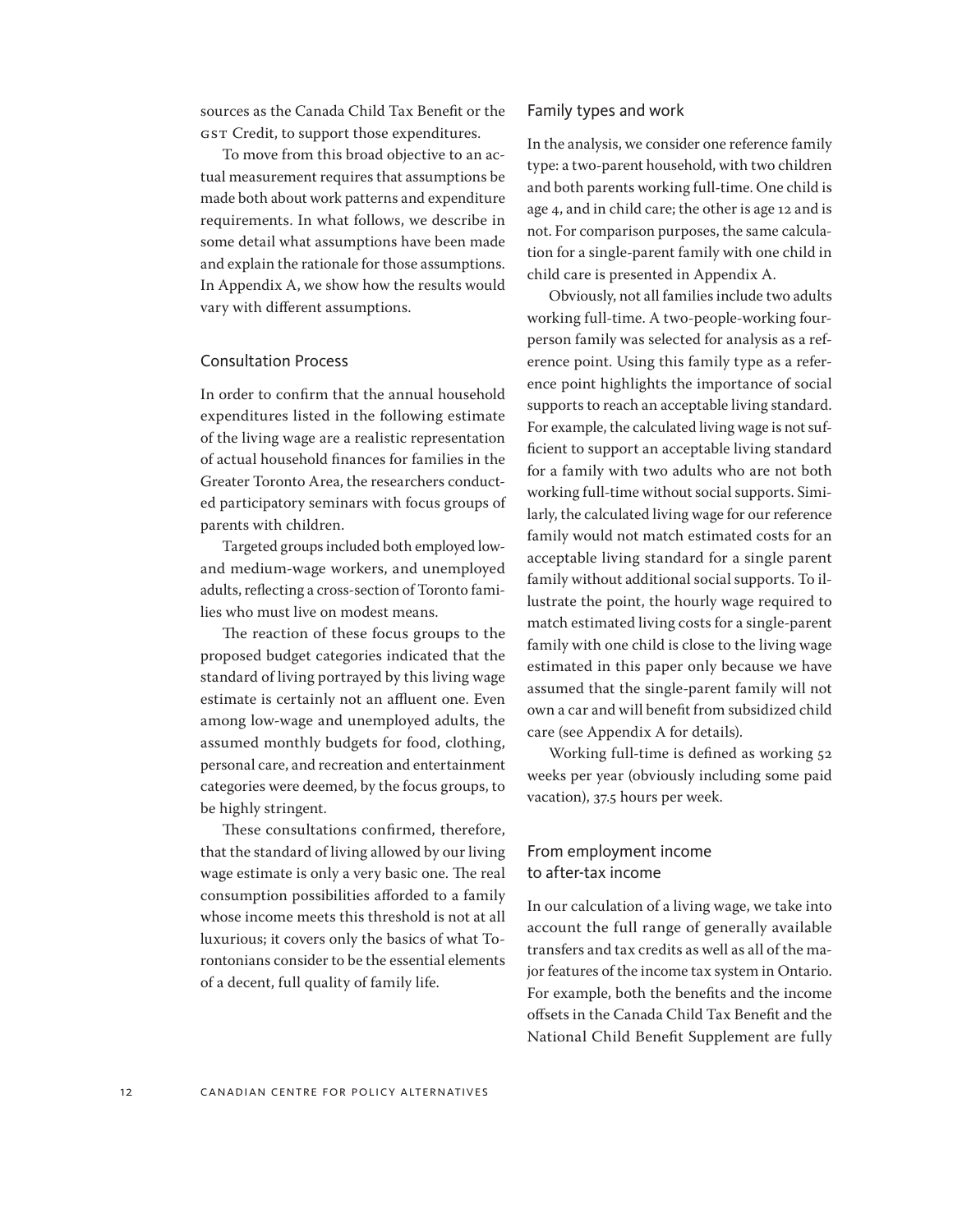sources as the Canada Child Tax Benefit or the GST Credit, to support those expenditures.

To move from this broad objective to an actual measurement requires that assumptions be made both about work patterns and expenditure requirements. In what follows, we describe in some detail what assumptions have been made and explain the rationale for those assumptions. In Appendix A, we show how the results would vary with different assumptions.

### Consultation Process

In order to confirm that the annual household expenditures listed in the following estimate of the living wage are a realistic representation of actual household finances for families in the Greater Toronto Area, the researchers conducted participatory seminars with focus groups of parents with children.

Targeted groups included both employed low- and medium-wage workers, and unemployed adults, reflecting a cross-section of Toronto families who must live on modest means.

The reaction of these focus groups to the proposed budget categories indicated that the standard of living portrayed by this living wage estimate is certainly not an affluent one. Even among low-wage and unemployed adults, the assumed monthly budgets for food, clothing, personal care, and recreation and entertainment categories were deemed, by the focus groups, to be highly stringent.

These consultations confirmed, therefore, that the standard of living allowed by our living wage estimate is only a very basic one. The real consumption possibilities afforded to a family whose income meets this threshold is not at all luxurious; it covers only the basics of what Torontonians consider to be the essential elements of a decent, full quality of family life.

### Family types and work

In the analysis, we consider one reference family type: a two-parent household, with two children and both parents working full-time. One child is age 4, and in child care; the other is age 12 and is not. For comparison purposes, the same calculation for a single-parent family with one child in child care is presented in Appendix A.

Obviously, not all families include two adults working full-time. A two-people-working four-person family was selected for analysis as a reference point. Using this family type as a reference point highlights the importance of social supports to reach an acceptable living standard. For example, the calculated living wage is not sufficient to support an acceptable living standard for a family with two adults who are not both working full-time without social supports. Similarly, the calculated living wage for our reference family would not match estimated costs for an acceptable living standard for a single parent family without additional social supports. To illustrate the point, the hourly wage required to match estimated living costs for a single-parent family with one child is close to the living wage estimated in this paper only because we have assumed that the single-parent family will not own a car and will benefit from subsidized child care (see Appendix A for details).

Working full-time is defined as working 52 weeks per year (obviously including some paid vacation), 37.5 hours per week.

### From employment income to after-tax income

In our calculation of a living wage, we take into account the full range of generally available transfers and tax credits as well as all of the major features of the income tax system in Ontario. For example, both the benefits and the income offsets in the Canada Child Tax Benefit and the National Child Benefit Supplement are fully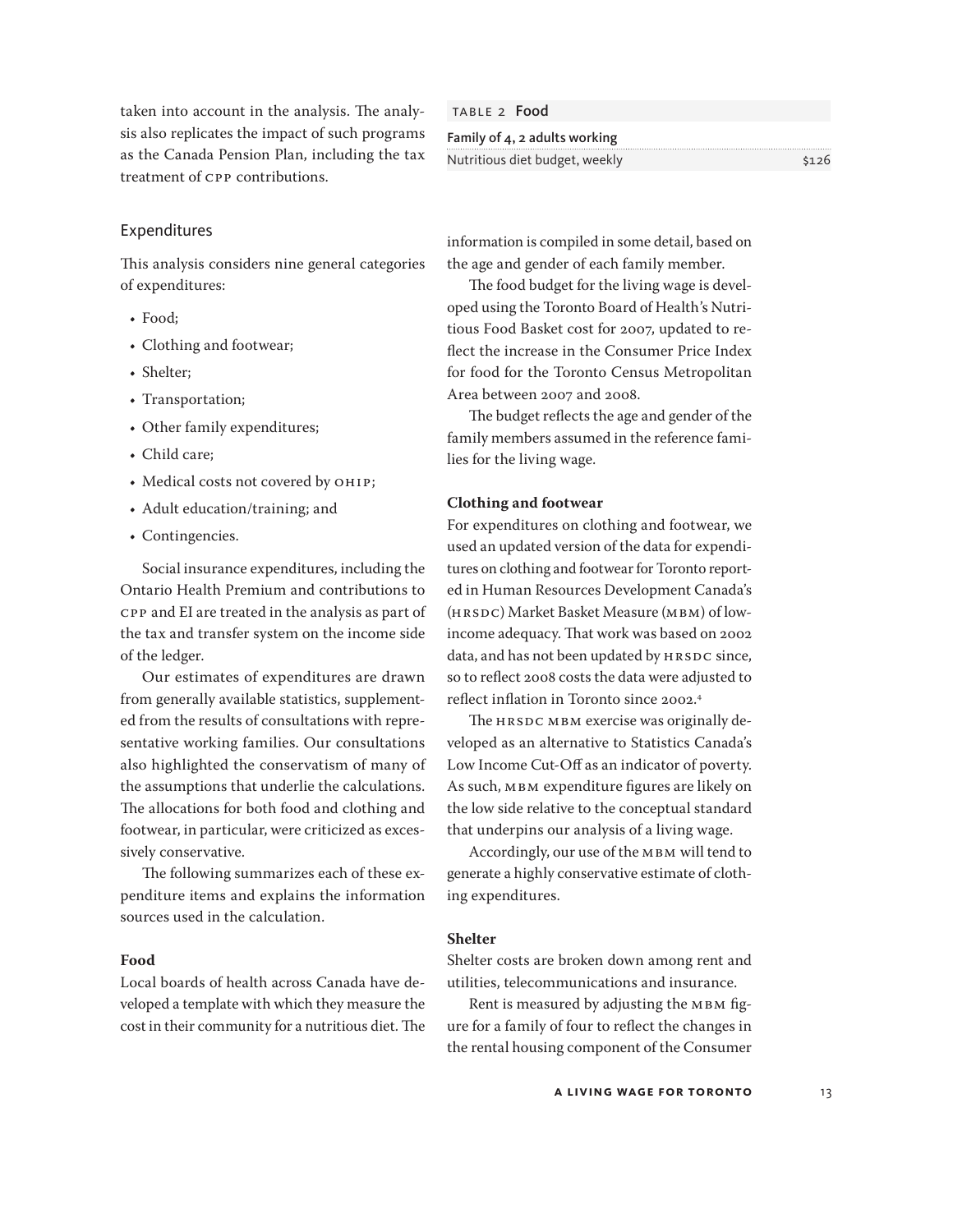taken into account in the analysis. The analysis also replicates the impact of such programs as the Canada Pension Plan, including the tax treatment of CPP contributions.

## Expenditures

This analysis considers nine general categories of expenditures:

- Food;
- Clothing and footwear;
- Shelter;
- Transportation;
- Other family expenditures;
- Child care;
- Medical costs not covered by OHIP;
- Adult education/training; and
- Contingencies.

Social insurance expenditures, including the Ontario Health Premium and contributions to CPP and EI are treated in the analysis as part of the tax and transfer system on the income side of the ledger.

Our estimates of expenditures are drawn from generally available statistics, supplemented from the results of consultations with representative working families. Our consultations also highlighted the conservatism of many of the assumptions that underlie the calculations. The allocations for both food and clothing and footwear, in particular, were criticized as excessively conservative.

The following summarizes each of these expenditure items and explains the information sources used in the calculation.

### Food

Local boards of health across Canada have developed a template with which they measure the cost in their community for a nutritious diet. The information is compiled in some detail, based on the age and gender of each family member.

TABLE 2 **Food**

| Family of 4, 2 adults working | |
|---|---|
| Nutritious diet budget, weekly | $126 |

The food budget for the living wage is developed using the Toronto Board of Health's Nutritious Food Basket cost for 2007, updated to reflect the increase in the Consumer Price Index for food for the Toronto Census Metropolitan Area between 2007 and 2008.

The budget reflects the age and gender of the family members assumed in the reference families for the living wage.

### Clothing and footwear

For expenditures on clothing and footwear, we used an updated version of the data for expenditures on clothing and footwear for Toronto reported in Human Resources Development Canada's (HRSDC) Market Basket Measure (MBM) of low-income adequacy. That work was based on 2002 data, and has not been updated by HRSDC since, so to reflect 2008 costs the data were adjusted to reflect inflation in Toronto since 2002.[4]

The HRSDC MBM exercise was originally developed as an alternative to Statistics Canada's Low Income Cut-Off as an indicator of poverty. As such, MBM expenditure figures are likely on the low side relative to the conceptual standard that underpins our analysis of a living wage.

Accordingly, our use of the MBM will tend to generate a highly conservative estimate of clothing expenditures.

### Shelter

Shelter costs are broken down among rent and utilities, telecommunications and insurance.

Rent is measured by adjusting the MBM figure for a family of four to reflect the changes in the rental housing component of the Consumer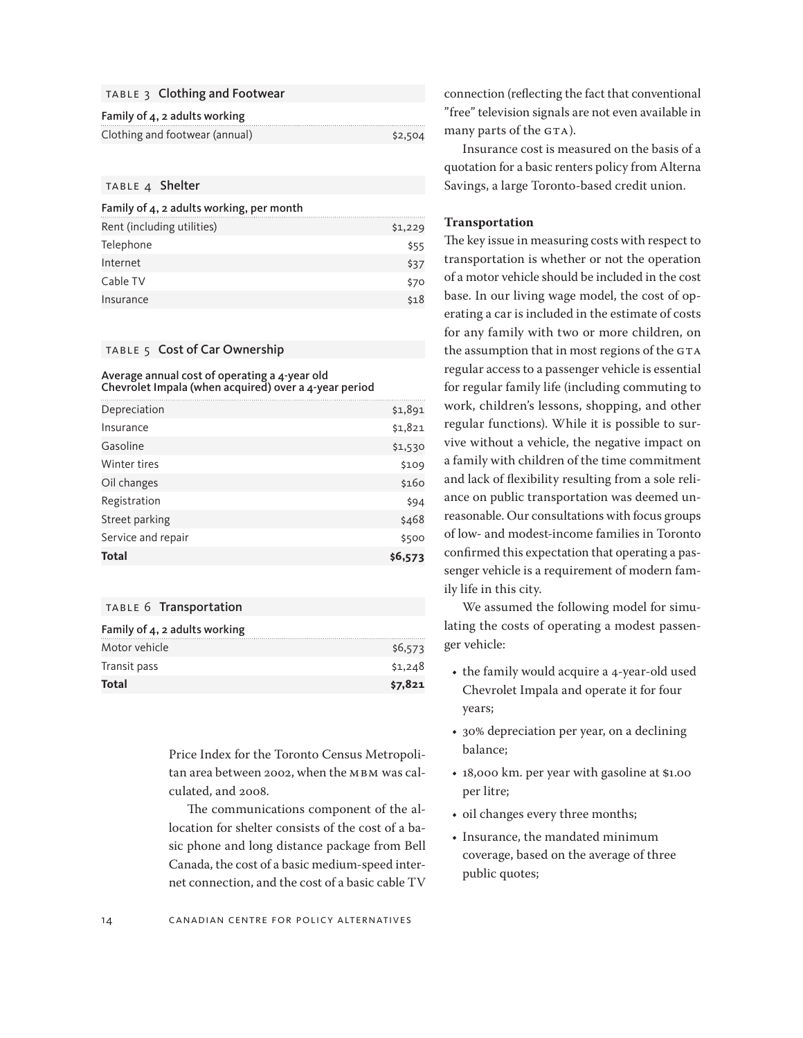TABLE 3 **Clothing and Footwear**

| Family of 4, 2 adults working | |
|---|---|
| Clothing and footwear (annual) | $2,504 |

TABLE 4 **Shelter**

| Family of 4, 2 adults working, per month | |
|---|---|
| Rent (including utilities) | $1,229 |
| Telephone | $55 |
| Internet | $37 |
| Cable TV | $70 |
| Insurance | $18 |

TABLE 5 **Cost of Car Ownership**

| Average annual cost of operating a 4-year old Chevrolet Impala (when acquired) over a 4-year period | |
|---|---|
| Depreciation | $1,891 |
| Insurance | $1,821 |
| Gasoline | $1,530 |
| Winter tires | $109 |
| Oil changes | $160 |
| Registration | $94 |
| Street parking | $468 |
| Service and repair | $500 |
| **Total** | **$6,573** |

TABLE 6 **Transportation**

| Family of 4, 2 adults working | |
|---|---|
| Motor vehicle | $6,573 |
| Transit pass | $1,248 |
| **Total** | **$7,821** |

Price Index for the Toronto Census Metropolitan area between 2002, when the MBM was calculated, and 2008.

The communications component of the allocation for shelter consists of the cost of a basic phone and long distance package from Bell Canada, the cost of a basic medium-speed internet connection, and the cost of a basic cable TV connection (reflecting the fact that conventional "free" television signals are not even available in many parts of the GTA).

Insurance cost is measured on the basis of a quotation for a basic renters policy from Alterna Savings, a large Toronto-based credit union.

**Transportation**

The key issue in measuring costs with respect to transportation is whether or not the operation of a motor vehicle should be included in the cost base. In our living wage model, the cost of operating a car is included in the estimate of costs for any family with two or more children, on the assumption that in most regions of the GTA regular access to a passenger vehicle is essential for regular family life (including commuting to work, children's lessons, shopping, and other regular functions). While it is possible to survive without a vehicle, the negative impact on a family with children of the time commitment and lack of flexibility resulting from a sole reliance on public transportation was deemed unreasonable. Our consultations with focus groups of low- and modest-income families in Toronto confirmed this expectation that operating a passenger vehicle is a requirement of modern family life in this city.

We assumed the following model for simulating the costs of operating a modest passenger vehicle:

- the family would acquire a 4-year-old used Chevrolet Impala and operate it for four years;
- 30% depreciation per year, on a declining balance;
- 18,000 km. per year with gasoline at $1.00 per litre;
- oil changes every three months;
- Insurance, the mandated minimum coverage, based on the average of three public quotes;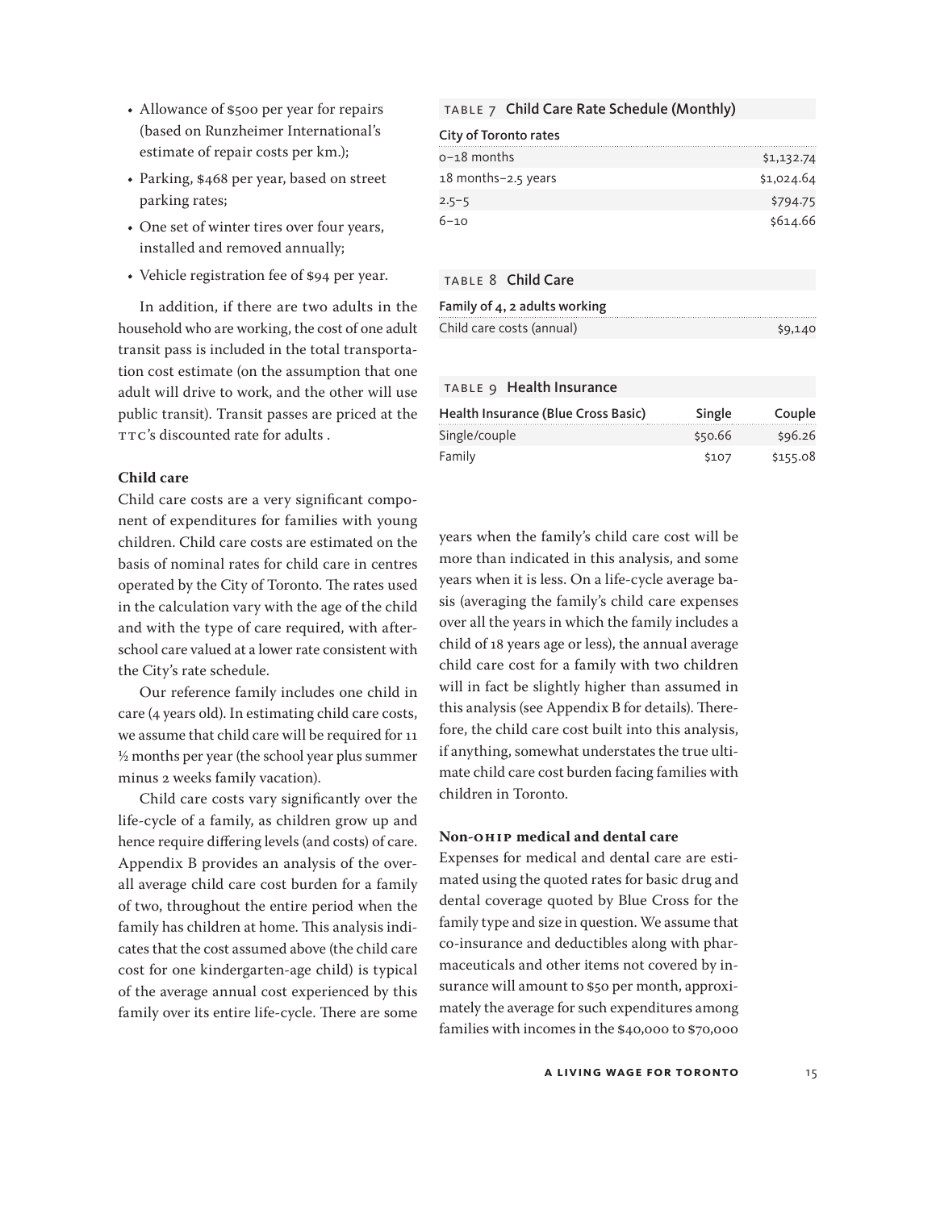- Allowance of $500 per year for repairs (based on Runzheimer International's estimate of repair costs per km.);
- Parking, $468 per year, based on street parking rates;
- One set of winter tires over four years, installed and removed annually;
- Vehicle registration fee of $94 per year.

In addition, if there are two adults in the household who are working, the cost of one adult transit pass is included in the total transportation cost estimate (on the assumption that one adult will drive to work, and the other will use public transit). Transit passes are priced at the TTC's discounted rate for adults .

### Child care

Child care costs are a very significant component of expenditures for families with young children. Child care costs are estimated on the basis of nominal rates for child care in centres operated by the City of Toronto. The rates used in the calculation vary with the age of the child and with the type of care required, with after-school care valued at a lower rate consistent with the City's rate schedule.

Our reference family includes one child in care (4 years old). In estimating child care costs, we assume that child care will be required for 11 ½ months per year (the school year plus summer minus 2 weeks family vacation).

Child care costs vary significantly over the life-cycle of a family, as children grow up and hence require differing levels (and costs) of care. Appendix B provides an analysis of the overall average child care cost burden for a family of two, throughout the entire period when the family has children at home. This analysis indicates that the cost assumed above (the child care cost for one kindergarten-age child) is typical of the average annual cost experienced by this family over its entire life-cycle. There are some years when the family's child care cost will be more than indicated in this analysis, and some years when it is less. On a life-cycle average basis (averaging the family's child care expenses over all the years in which the family includes a child of 18 years age or less), the annual average child care cost for a family with two children will in fact be slightly higher than assumed in this analysis (see Appendix B for details). Therefore, the child care cost built into this analysis, if anything, somewhat understates the true ultimate child care cost burden facing families with children in Toronto.

**TABLE 7 Child Care Rate Schedule (Monthly)**

| City of Toronto rates | |
|---|---|
| 0–18 months | $1,132.74 |
| 18 months–2.5 years | $1,024.64 |
| 2.5–5 | $794.75 |
| 6–10 | $614.66 |

**TABLE 8 Child Care**

| Family of 4, 2 adults working | |
|---|---|
| Child care costs (annual) | $9,140 |

**TABLE 9 Health Insurance**

| Health Insurance (Blue Cross Basic) | Single | Couple |
|---|---|---|
| Single/couple | $50.66 | $96.26 |
| Family | $107 | $155.08 |

### Non-OHIP medical and dental care

Expenses for medical and dental care are estimated using the quoted rates for basic drug and dental coverage quoted by Blue Cross for the family type and size in question. We assume that co-insurance and deductibles along with pharmaceuticals and other items not covered by insurance will amount to $50 per month, approximately the average for such expenditures among families with incomes in the $40,000 to $70,000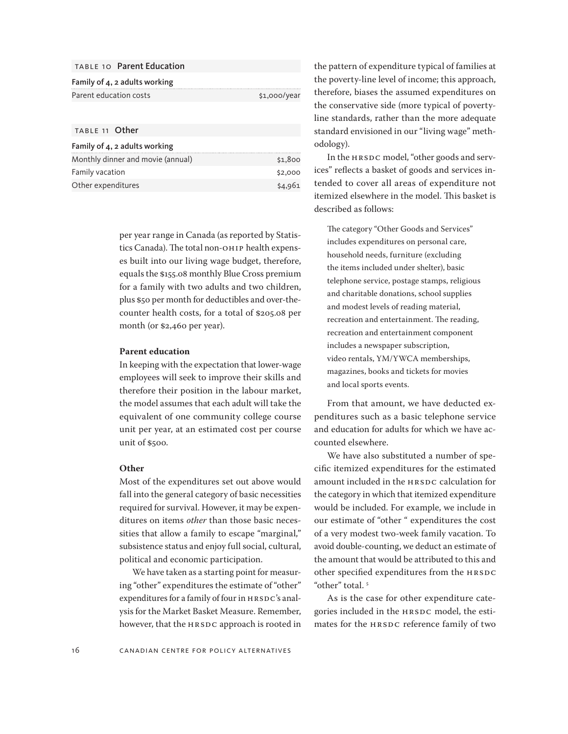| TABLE 10 Parent Education | |
|---|---|
| **Family of 4, 2 adults working** | |
| Parent education costs | $1,000/year |

| TABLE 11 Other | |
|---|---|
| **Family of 4, 2 adults working** | |
| Monthly dinner and movie (annual) | $1,800 |
| Family vacation | $2,000 |
| Other expenditures | $4,961 |

per year range in Canada (as reported by Statistics Canada). The total non-OHIP health expenses built into our living wage budget, therefore, equals the $155.08 monthly Blue Cross premium for a family with two adults and two children, plus $50 per month for deductibles and over-the-counter health costs, for a total of $205.08 per month (or $2,460 per year).

### Parent education

In keeping with the expectation that lower-wage employees will seek to improve their skills and therefore their position in the labour market, the model assumes that each adult will take the equivalent of one community college course unit per year, at an estimated cost per course unit of $500.

### Other

Most of the expenditures set out above would fall into the general category of basic necessities required for survival. However, it may be expenditures on items *other* than those basic necessities that allow a family to escape "marginal," subsistence status and enjoy full social, cultural, political and economic participation.

We have taken as a starting point for measuring "other" expenditures the estimate of "other" expenditures for a family of four in HRSDC's analysis for the Market Basket Measure. Remember, however, that the HRSDC approach is rooted in the pattern of expenditure typical of families at the poverty-line level of income; this approach, therefore, biases the assumed expenditures on the conservative side (more typical of poverty-line standards, rather than the more adequate standard envisioned in our "living wage" methodology).

In the HRSDC model, "other goods and services" reflects a basket of goods and services intended to cover all areas of expenditure not itemized elsewhere in the model. This basket is described as follows:

> The category "Other Goods and Services" includes expenditures on personal care, household needs, furniture (excluding the items included under shelter), basic telephone service, postage stamps, religious and charitable donations, school supplies and modest levels of reading material, recreation and entertainment. The reading, recreation and entertainment component includes a newspaper subscription, video rentals, YM/YWCA memberships, magazines, books and tickets for movies and local sports events.

From that amount, we have deducted expenditures such as a basic telephone service and education for adults for which we have accounted elsewhere.

We have also substituted a number of specific itemized expenditures for the estimated amount included in the HRSDC calculation for the category in which that itemized expenditure would be included. For example, we include in our estimate of "other " expenditures the cost of a very modest two-week family vacation. To avoid double-counting, we deduct an estimate of the amount that would be attributed to this and other specified expenditures from the HRSDC "other" total. [5]

As is the case for other expenditure categories included in the HRSDC model, the estimates for the HRSDC reference family of two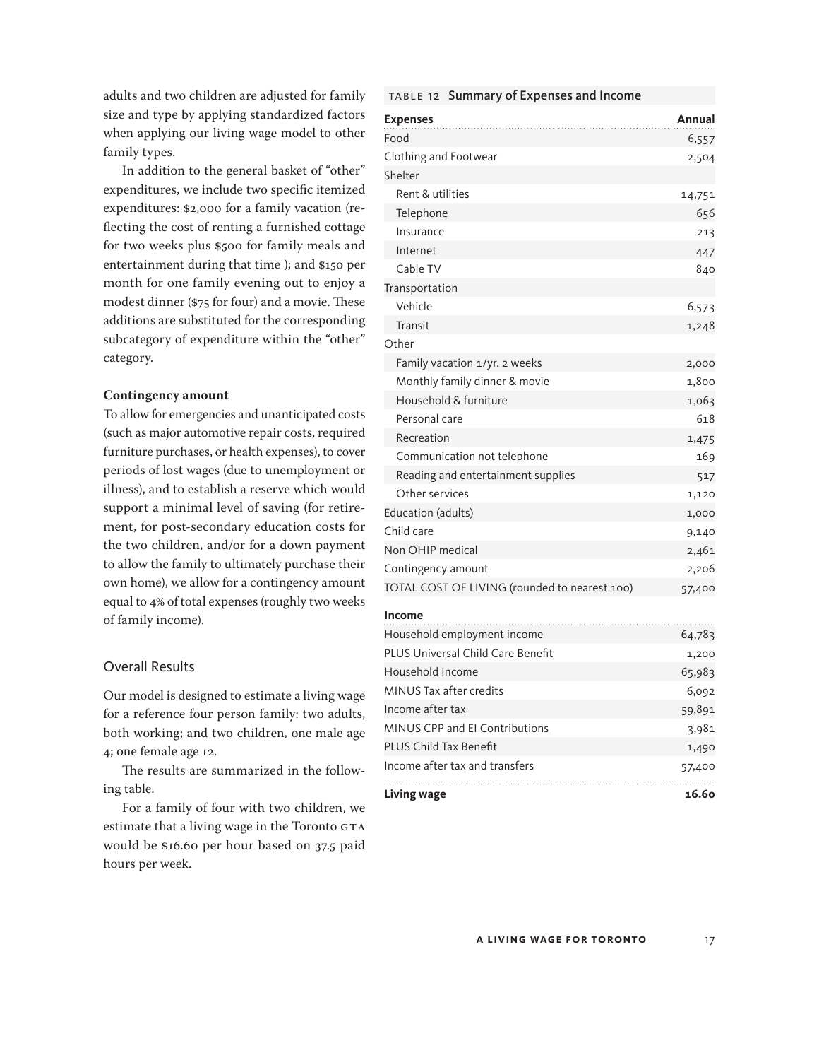adults and two children are adjusted for family size and type by applying standardized factors when applying our living wage model to other family types.

In addition to the general basket of "other" expenditures, we include two specific itemized expenditures: $2,000 for a family vacation (reflecting the cost of renting a furnished cottage for two weeks plus $500 for family meals and entertainment during that time ); and $150 per month for one family evening out to enjoy a modest dinner ($75 for four) and a movie. These additions are substituted for the corresponding subcategory of expenditure within the "other" category.

**Contingency amount**

To allow for emergencies and unanticipated costs (such as major automotive repair costs, required furniture purchases, or health expenses), to cover periods of lost wages (due to unemployment or illness), and to establish a reserve which would support a minimal level of saving (for retirement, for post-secondary education costs for the two children, and/or for a down payment to allow the family to ultimately purchase their own home), we allow for a contingency amount equal to 4% of total expenses (roughly two weeks of family income).

## Overall Results

Our model is designed to estimate a living wage for a reference four person family: two adults, both working; and two children, one male age 4; one female age 12.

The results are summarized in the following table.

For a family of four with two children, we estimate that a living wage in the Toronto GTA would be $16.60 per hour based on 37.5 paid hours per week.

TABLE 12 **Summary of Expenses and Income**

| **Expenses** | **Annual** |
|---|---|
| Food | 6,557 |
| Clothing and Footwear | 2,504 |
| Shelter | |
| Rent & utilities | 14,751 |
| Telephone | 656 |
| Insurance | 213 |
| Internet | 447 |
| Cable TV | 840 |
| Transportation | |
| Vehicle | 6,573 |
| Transit | 1,248 |
| Other | |
| Family vacation 1/yr. 2 weeks | 2,000 |
| Monthly family dinner & movie | 1,800 |
| Household & furniture | 1,063 |
| Personal care | 618 |
| Recreation | 1,475 |
| Communication not telephone | 169 |
| Reading and entertainment supplies | 517 |
| Other services | 1,120 |
| Education (adults) | 1,000 |
| Child care | 9,140 |
| Non OHIP medical | 2,461 |
| Contingency amount | 2,206 |
| TOTAL COST OF LIVING (rounded to nearest 100) | 57,400 |
| **Income** | |
| Household employment income | 64,783 |
| PLUS Universal Child Care Benefit | 1,200 |
| Household Income | 65,983 |
| MINUS Tax after credits | 6,092 |
| Income after tax | 59,891 |
| MINUS CPP and EI Contributions | 3,981 |
| PLUS Child Tax Benefit | 1,490 |
| Income after tax and transfers | 57,400 |
| **Living wage** | **16.60** |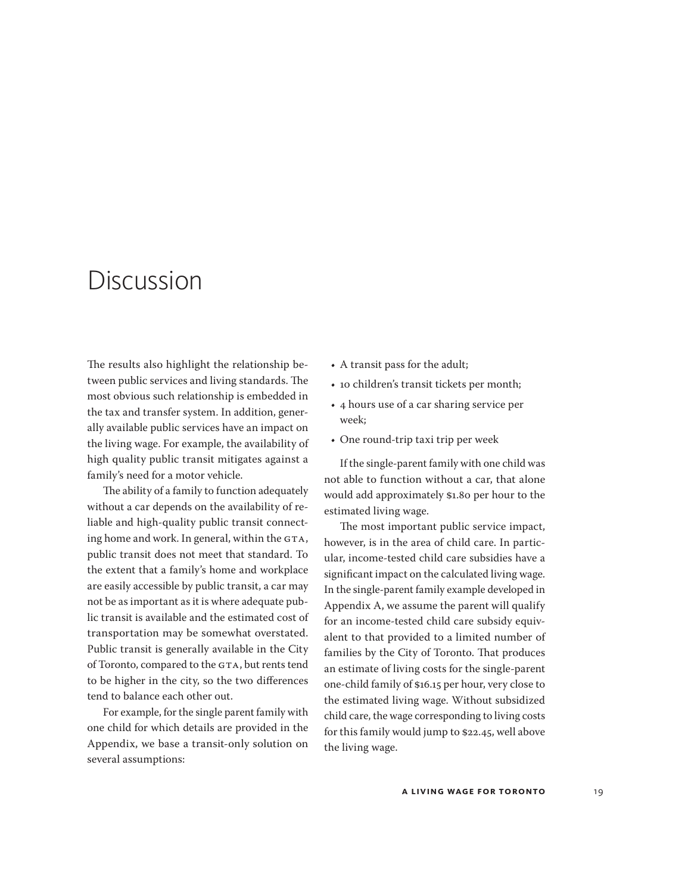# Discussion

The results also highlight the relationship between public services and living standards. The most obvious such relationship is embedded in the tax and transfer system. In addition, generally available public services have an impact on the living wage. For example, the availability of high quality public transit mitigates against a family's need for a motor vehicle.

The ability of a family to function adequately without a car depends on the availability of reliable and high-quality public transit connecting home and work. In general, within the GTA, public transit does not meet that standard. To the extent that a family's home and workplace are easily accessible by public transit, a car may not be as important as it is where adequate public transit is available and the estimated cost of transportation may be somewhat overstated. Public transit is generally available in the City of Toronto, compared to the GTA, but rents tend to be higher in the city, so the two differences tend to balance each other out.

For example, for the single parent family with one child for which details are provided in the Appendix, we base a transit-only solution on several assumptions:

- A transit pass for the adult;
- 10 children's transit tickets per month;
- 4 hours use of a car sharing service per week;
- One round-trip taxi trip per week

If the single-parent family with one child was not able to function without a car, that alone would add approximately $1.80 per hour to the estimated living wage.

The most important public service impact, however, is in the area of child care. In particular, income-tested child care subsidies have a significant impact on the calculated living wage. In the single-parent family example developed in Appendix A, we assume the parent will qualify for an income-tested child care subsidy equivalent to that provided to a limited number of families by the City of Toronto. That produces an estimate of living costs for the single-parent one-child family of $16.15 per hour, very close to the estimated living wage. Without subsidized child care, the wage corresponding to living costs for this family would jump to $22.45, well above the living wage.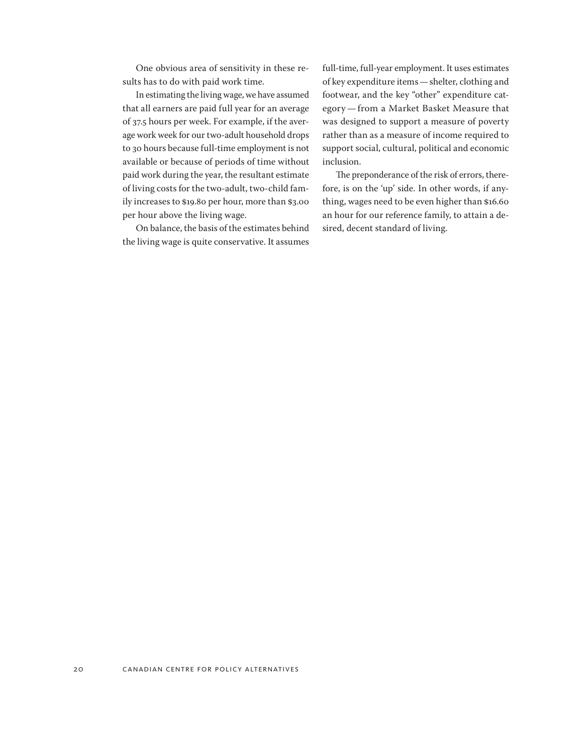One obvious area of sensitivity in these results has to do with paid work time.

In estimating the living wage, we have assumed that all earners are paid full year for an average of 37.5 hours per week. For example, if the average work week for our two-adult household drops to 30 hours because full-time employment is not available or because of periods of time without paid work during the year, the resultant estimate of living costs for the two-adult, two-child family increases to $19.80 per hour, more than $3.00 per hour above the living wage.

On balance, the basis of the estimates behind the living wage is quite conservative. It assumes full-time, full-year employment. It uses estimates of key expenditure items — shelter, clothing and footwear, and the key "other" expenditure category — from a Market Basket Measure that was designed to support a measure of poverty rather than as a measure of income required to support social, cultural, political and economic inclusion.

The preponderance of the risk of errors, therefore, is on the 'up' side. In other words, if anything, wages need to be even higher than $16.60 an hour for our reference family, to attain a desired, decent standard of living.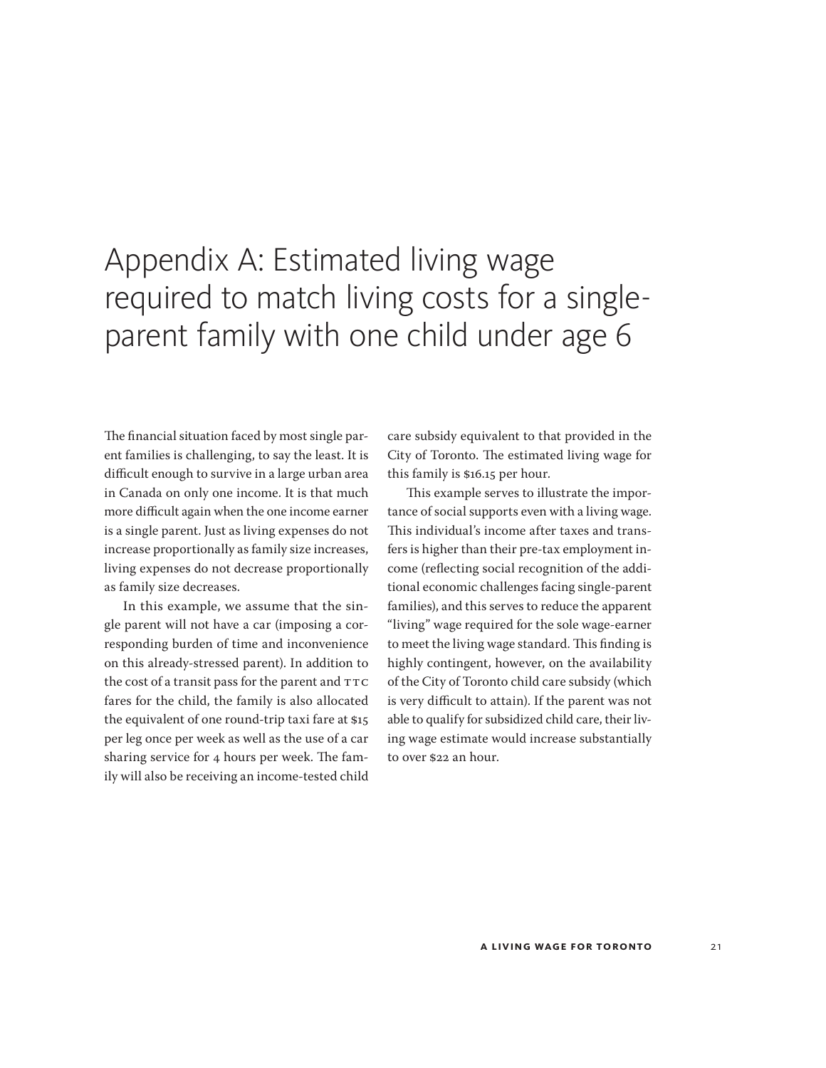# Appendix A: Estimated living wage required to match living costs for a single-parent family with one child under age 6

The financial situation faced by most single parent families is challenging, to say the least. It is difficult enough to survive in a large urban area in Canada on only one income. It is that much more difficult again when the one income earner is a single parent. Just as living expenses do not increase proportionally as family size increases, living expenses do not decrease proportionally as family size decreases.

In this example, we assume that the single parent will not have a car (imposing a corresponding burden of time and inconvenience on this already-stressed parent). In addition to the cost of a transit pass for the parent and TTC fares for the child, the family is also allocated the equivalent of one round-trip taxi fare at $15 per leg once per week as well as the use of a car sharing service for 4 hours per week. The family will also be receiving an income-tested child care subsidy equivalent to that provided in the City of Toronto. The estimated living wage for this family is $16.15 per hour.

This example serves to illustrate the importance of social supports even with a living wage. This individual's income after taxes and transfers is higher than their pre-tax employment income (reflecting social recognition of the additional economic challenges facing single-parent families), and this serves to reduce the apparent "living" wage required for the sole wage-earner to meet the living wage standard. This finding is highly contingent, however, on the availability of the City of Toronto child care subsidy (which is very difficult to attain). If the parent was not able to qualify for subsidized child care, their living wage estimate would increase substantially to over $22 an hour.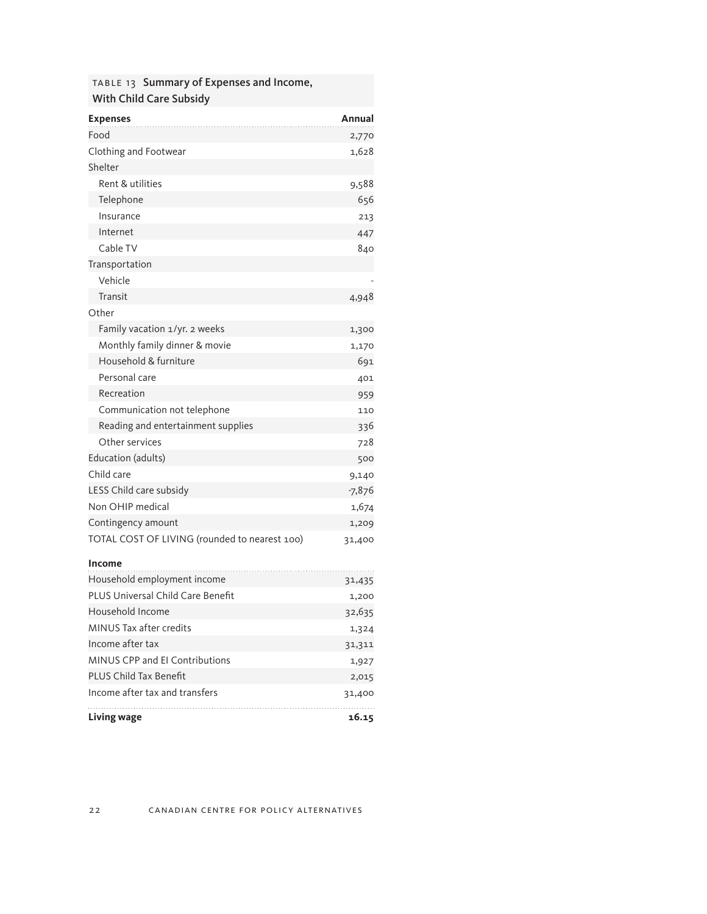TABLE 13 **Summary of Expenses and Income, With Child Care Subsidy**

| Expenses | Annual |
|---|---|
| Food | 2,770 |
| Clothing and Footwear | 1,628 |
| Shelter | |
| Rent & utilities | 9,588 |
| Telephone | 656 |
| Insurance | 213 |
| Internet | 447 |
| Cable TV | 840 |
| Transportation | |
| Vehicle | - |
| Transit | 4,948 |
| Other | |
| Family vacation 1/yr. 2 weeks | 1,300 |
| Monthly family dinner & movie | 1,170 |
| Household & furniture | 691 |
| Personal care | 401 |
| Recreation | 959 |
| Communication not telephone | 110 |
| Reading and entertainment supplies | 336 |
| Other services | 728 |
| Education (adults) | 500 |
| Child care | 9,140 |
| LESS Child care subsidy | -7,876 |
| Non OHIP medical | 1,674 |
| Contingency amount | 1,209 |
| TOTAL COST OF LIVING (rounded to nearest 100) | 31,400 |
| **Income** | |
| Household employment income | 31,435 |
| PLUS Universal Child Care Benefit | 1,200 |
| Household Income | 32,635 |
| MINUS Tax after credits | 1,324 |
| Income after tax | 31,311 |
| MINUS CPP and EI Contributions | 1,927 |
| PLUS Child Tax Benefit | 2,015 |
| Income after tax and transfers | 31,400 |
| **Living wage** | **16.15** |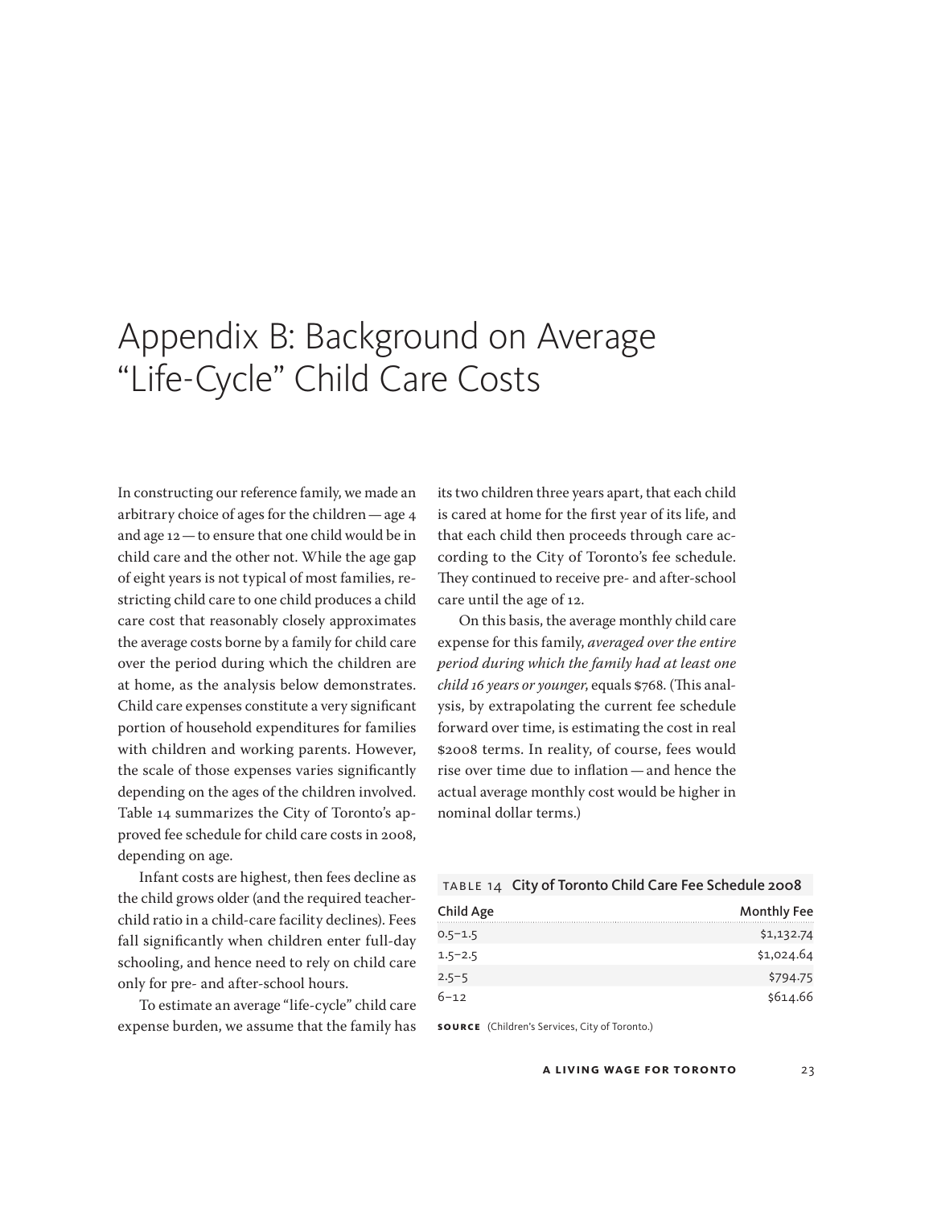# Appendix B: Background on Average "Life-Cycle" Child Care Costs

In constructing our reference family, we made an arbitrary choice of ages for the children — age 4 and age 12 — to ensure that one child would be in child care and the other not. While the age gap of eight years is not typical of most families, restricting child care to one child produces a child care cost that reasonably closely approximates the average costs borne by a family for child care over the period during which the children are at home, as the analysis below demonstrates. Child care expenses constitute a very significant portion of household expenditures for families with children and working parents. However, the scale of those expenses varies significantly depending on the ages of the children involved. Table 14 summarizes the City of Toronto's approved fee schedule for child care costs in 2008, depending on age.

Infant costs are highest, then fees decline as the child grows older (and the required teacher-child ratio in a child-care facility declines). Fees fall significantly when children enter full-day schooling, and hence need to rely on child care only for pre- and after-school hours.

To estimate an average "life-cycle" child care expense burden, we assume that the family has its two children three years apart, that each child is cared at home for the first year of its life, and that each child then proceeds through care according to the City of Toronto's fee schedule. They continued to receive pre- and after-school care until the age of 12.

On this basis, the average monthly child care expense for this family, *averaged over the entire period during which the family had at least one child 16 years or younger*, equals $768. (This analysis, by extrapolating the current fee schedule forward over time, is estimating the cost in real $2008 terms. In reality, of course, fees would rise over time due to inflation — and hence the actual average monthly cost would be higher in nominal dollar terms.)

**TABLE 14 City of Toronto Child Care Fee Schedule 2008**

| Child Age | Monthly Fee |
|---|---:|
| 0.5–1.5 | $1,132.74 |
| 1.5–2.5 | $1,024.64 |
| 2.5–5 | $794.75 |
| 6–12 | $614.66 |

**SOURCE** (Children's Services, City of Toronto.)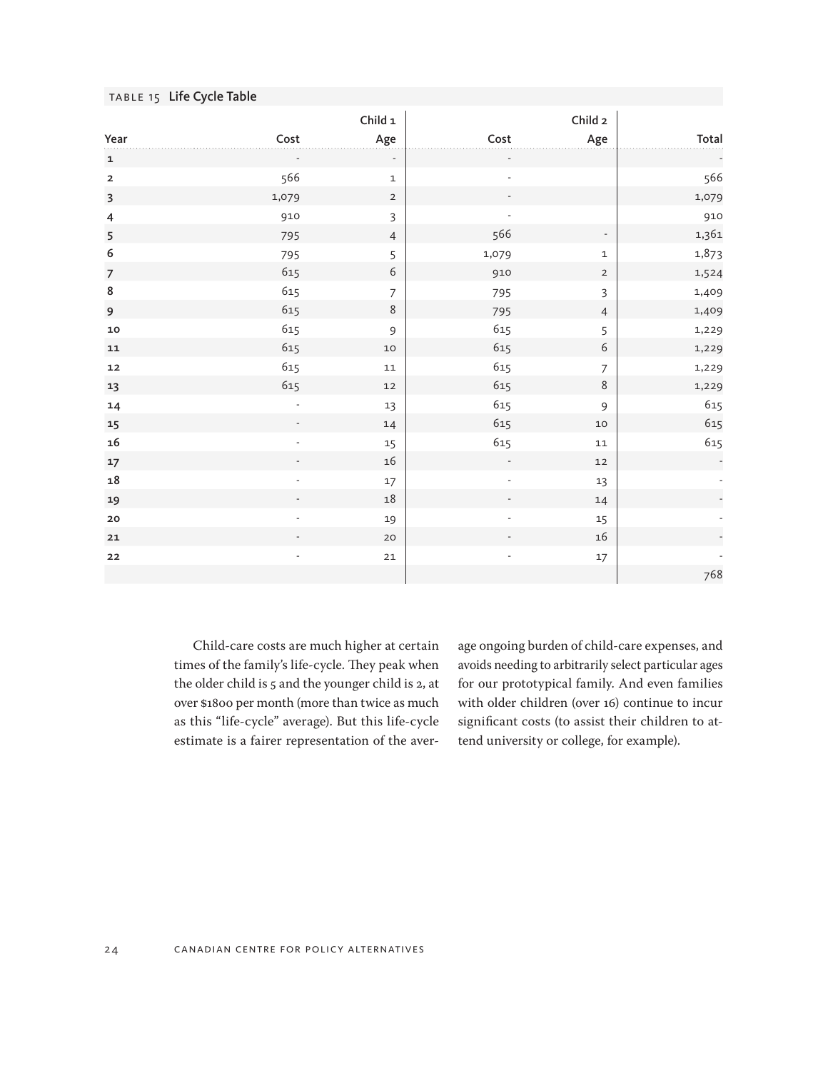TABLE 15 **Life Cycle Table**

| | Child 1 | | Child 2 | | |
|---|---|---|---|---|---|
| Year | Cost | Age | Cost | Age | Total |
| 1 | - | - | - | | - |
| 2 | 566 | 1 | - | | 566 |
| 3 | 1,079 | 2 | - | | 1,079 |
| 4 | 910 | 3 | - | | 910 |
| 5 | 795 | 4 | 566 | - | 1,361 |
| 6 | 795 | 5 | 1,079 | 1 | 1,873 |
| 7 | 615 | 6 | 910 | 2 | 1,524 |
| 8 | 615 | 7 | 795 | 3 | 1,409 |
| 9 | 615 | 8 | 795 | 4 | 1,409 |
| 10 | 615 | 9 | 615 | 5 | 1,229 |
| 11 | 615 | 10 | 615 | 6 | 1,229 |
| 12 | 615 | 11 | 615 | 7 | 1,229 |
| 13 | 615 | 12 | 615 | 8 | 1,229 |
| 14 | - | 13 | 615 | 9 | 615 |
| 15 | - | 14 | 615 | 10 | 615 |
| 16 | - | 15 | 615 | 11 | 615 |
| 17 | - | 16 | - | 12 | - |
| 18 | - | 17 | - | 13 | - |
| 19 | - | 18 | - | 14 | - |
| 20 | - | 19 | - | 15 | - |
| 21 | - | 20 | - | 16 | - |
| 22 | - | 21 | - | 17 | - |
| | | | | | 768 |

Child-care costs are much higher at certain times of the family's life-cycle. They peak when the older child is 5 and the younger child is 2, at over $1800 per month (more than twice as much as this "life-cycle" average). But this life-cycle estimate is a fairer representation of the average ongoing burden of child-care expenses, and avoids needing to arbitrarily select particular ages for our prototypical family. And even families with older children (over 16) continue to incur significant costs (to assist their children to attend university or college, for example).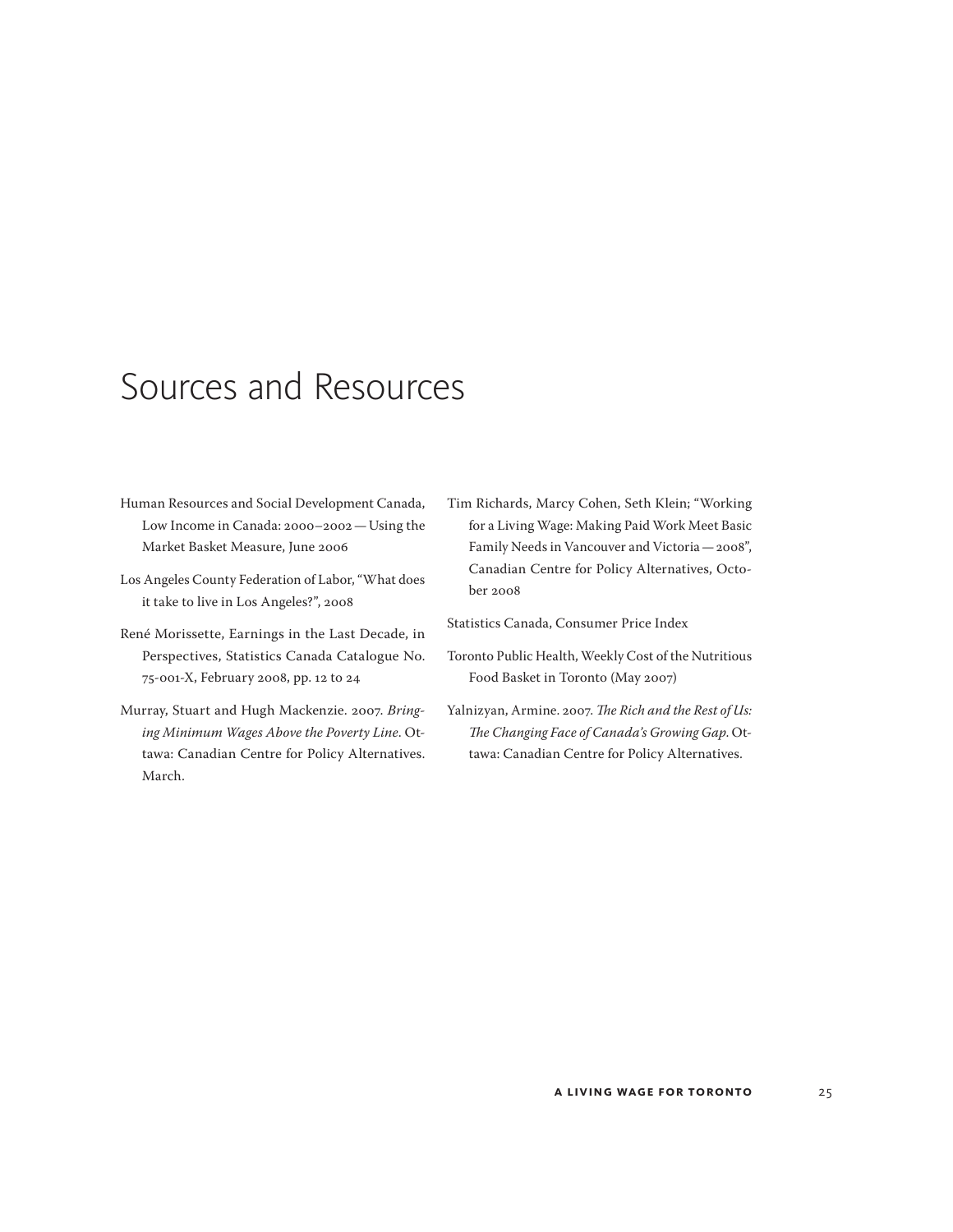# Sources and Resources

Human Resources and Social Development Canada, Low Income in Canada: 2000–2002 — Using the Market Basket Measure, June 2006

Los Angeles County Federation of Labor, "What does it take to live in Los Angeles?", 2008

René Morissette, Earnings in the Last Decade, in Perspectives, Statistics Canada Catalogue No. 75-001-X, February 2008, pp. 12 to 24

Murray, Stuart and Hugh Mackenzie. 2007. *Bringing Minimum Wages Above the Poverty Line*. Ottawa: Canadian Centre for Policy Alternatives. March.

Tim Richards, Marcy Cohen, Seth Klein; "Working for a Living Wage: Making Paid Work Meet Basic Family Needs in Vancouver and Victoria — 2008", Canadian Centre for Policy Alternatives, October 2008

Statistics Canada, Consumer Price Index

Toronto Public Health, Weekly Cost of the Nutritious Food Basket in Toronto (May 2007)

Yalnizyan, Armine. 2007. *The Rich and the Rest of Us: The Changing Face of Canada's Growing Gap*. Ottawa: Canadian Centre for Policy Alternatives.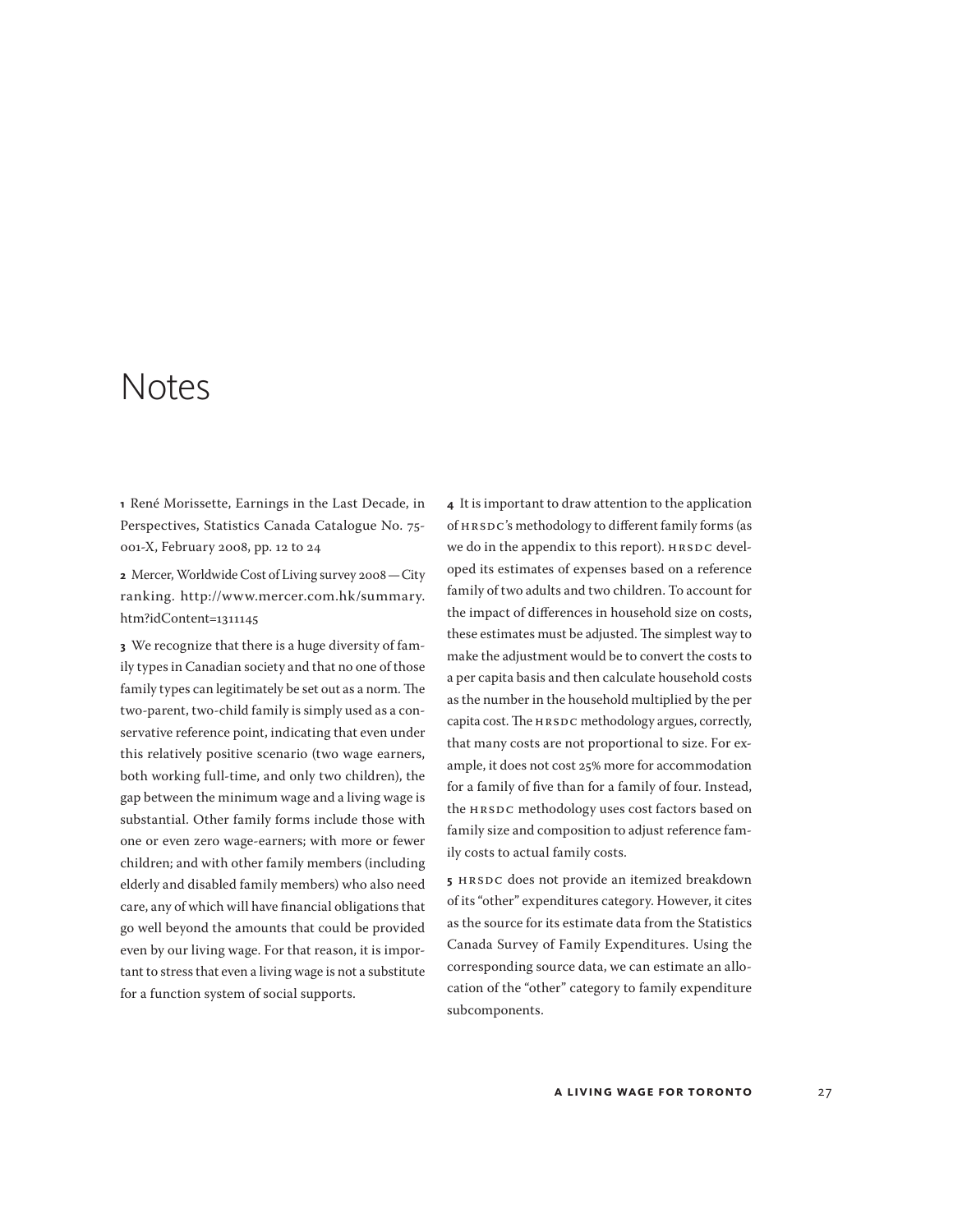# Notes

**1** René Morissette, Earnings in the Last Decade, in Perspectives, Statistics Canada Catalogue No. 75-001-X, February 2008, pp. 12 to 24

**2** Mercer, Worldwide Cost of Living survey 2008 — City ranking. http://www.mercer.com.hk/summary.htm?idContent=1311145

**3** We recognize that there is a huge diversity of family types in Canadian society and that no one of those family types can legitimately be set out as a norm. The two-parent, two-child family is simply used as a conservative reference point, indicating that even under this relatively positive scenario (two wage earners, both working full-time, and only two children), the gap between the minimum wage and a living wage is substantial. Other family forms include those with one or even zero wage-earners; with more or fewer children; and with other family members (including elderly and disabled family members) who also need care, any of which will have financial obligations that go well beyond the amounts that could be provided even by our living wage. For that reason, it is important to stress that even a living wage is not a substitute for a function system of social supports.

**4** It is important to draw attention to the application of HRSDC's methodology to different family forms (as we do in the appendix to this report). HRSDC developed its estimates of expenses based on a reference family of two adults and two children. To account for the impact of differences in household size on costs, these estimates must be adjusted. The simplest way to make the adjustment would be to convert the costs to a per capita basis and then calculate household costs as the number in the household multiplied by the per capita cost. The HRSDC methodology argues, correctly, that many costs are not proportional to size. For example, it does not cost 25% more for accommodation for a family of five than for a family of four. Instead, the HRSDC methodology uses cost factors based on family size and composition to adjust reference family costs to actual family costs.

**5** HRSDC does not provide an itemized breakdown of its "other" expenditures category. However, it cites as the source for its estimate data from the Statistics Canada Survey of Family Expenditures. Using the corresponding source data, we can estimate an allocation of the "other" category to family expenditure subcomponents.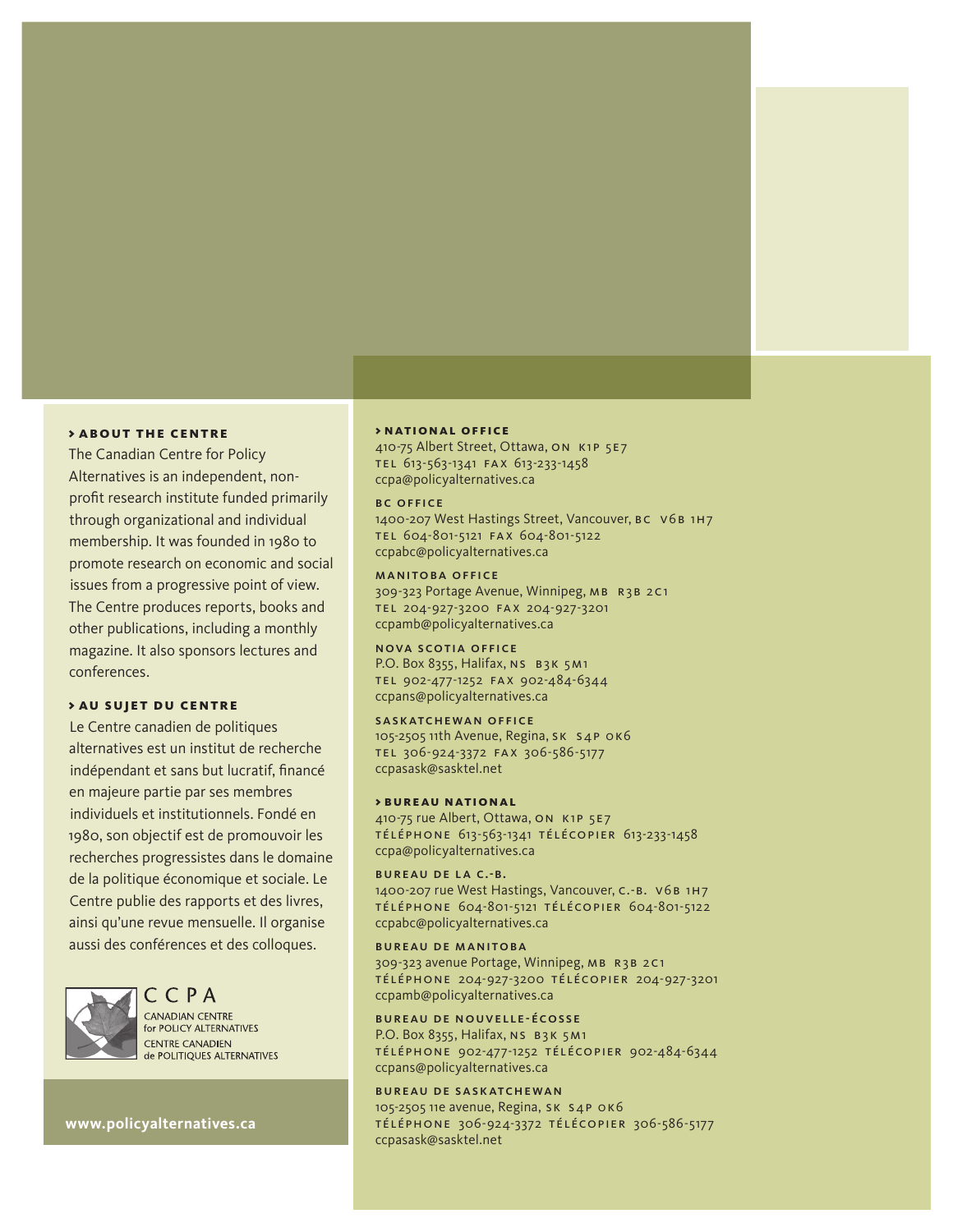### › ABOUT THE CENTRE

The Canadian Centre for Policy Alternatives is an independent, non-profit research institute funded primarily through organizational and individual membership. It was founded in 1980 to promote research on economic and social issues from a progressive point of view. The Centre produces reports, books and other publications, including a monthly magazine. It also sponsors lectures and conferences.

### › AU SUJET DU CENTRE

Le Centre canadien de politiques alternatives est un institut de recherche indépendant et sans but lucratif, financé en majeure partie par ses membres individuels et institutionnels. Fondé en 1980, son objectif est de promouvoir les recherches progressistes dans le domaine de la politique économique et sociale. Le Centre publie des rapports et des livres, ainsi qu'une revue mensuelle. Il organise aussi des conférences et des colloques.

CCPA
CANADIAN CENTRE for POLICY ALTERNATIVES
CENTRE CANADIEN de POLITIQUES ALTERNATIVES

**www.policyalternatives.ca**

### › NATIONAL OFFICE

410-75 Albert Street, Ottawa, ON K1P 5E7
TEL 613-563-1341 FAX 613-233-1458
ccpa@policyalternatives.ca

**BC OFFICE**
1400-207 West Hastings Street, Vancouver, BC V6B 1H7
TEL 604-801-5121 FAX 604-801-5122
ccpabc@policyalternatives.ca

**MANITOBA OFFICE**
309-323 Portage Avenue, Winnipeg, MB R3B 2C1
TEL 204-927-3200 FAX 204-927-3201
ccpamb@policyalternatives.ca

**NOVA SCOTIA OFFICE**
P.O. Box 8355, Halifax, NS B3K 5M1
TEL 902-477-1252 FAX 902-484-6344
ccpans@policyalternatives.ca

**SASKATCHEWAN OFFICE**
105-2505 11th Avenue, Regina, SK S4P 0K6
TEL 306-924-3372 FAX 306-586-5177
ccpasask@sasktel.net

### › BUREAU NATIONAL

410-75 rue Albert, Ottawa, ON K1P 5E7
TÉLÉPHONE 613-563-1341 TÉLÉCOPIER 613-233-1458
ccpa@policyalternatives.ca

**BUREAU DE LA C.-B.**
1400-207 rue West Hastings, Vancouver, C.-B. V6B 1H7
TÉLÉPHONE 604-801-5121 TÉLÉCOPIER 604-801-5122
ccpabc@policyalternatives.ca

**BUREAU DE MANITOBA**
309-323 avenue Portage, Winnipeg, MB R3B 2C1
TÉLÉPHONE 204-927-3200 TÉLÉCOPIER 204-927-3201
ccpamb@policyalternatives.ca

**BUREAU DE NOUVELLE-ÉCOSSE**
P.O. Box 8355, Halifax, NS B3K 5M1
TÉLÉPHONE 902-477-1252 TÉLÉCOPIER 902-484-6344
ccpans@policyalternatives.ca

**BUREAU DE SASKATCHEWAN**
105-2505 11e avenue, Regina, SK S4P 0K6
TÉLÉPHONE 306-924-3372 TÉLÉCOPIER 306-586-5177
ccpasask@sasktel.net